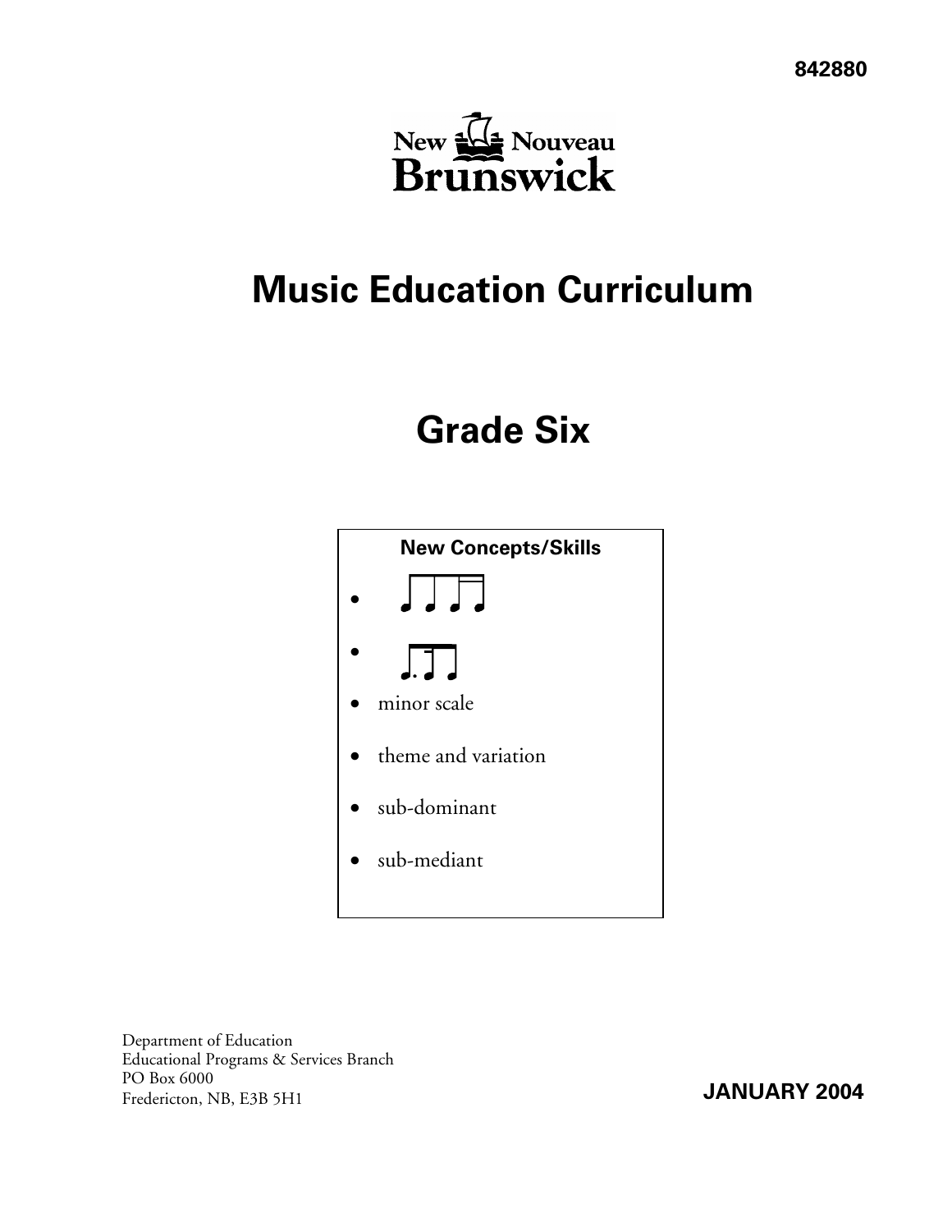842880

New Brunswick — Nouveau Brunswick

# Music Education Curriculum

# Grade Six

**New Concepts/Skills**

- ♩ ♩ ♫ (eighth note pair followed by two sixteenth notes)
- ♪. ♬ (dotted eighth note followed by sixteenth notes)
- minor scale
- theme and variation
- sub-dominant
- sub-mediant

Department of Education
Educational Programs & Services Branch
PO Box 6000
Fredericton, NB, E3B 5H1

**JANUARY 2004**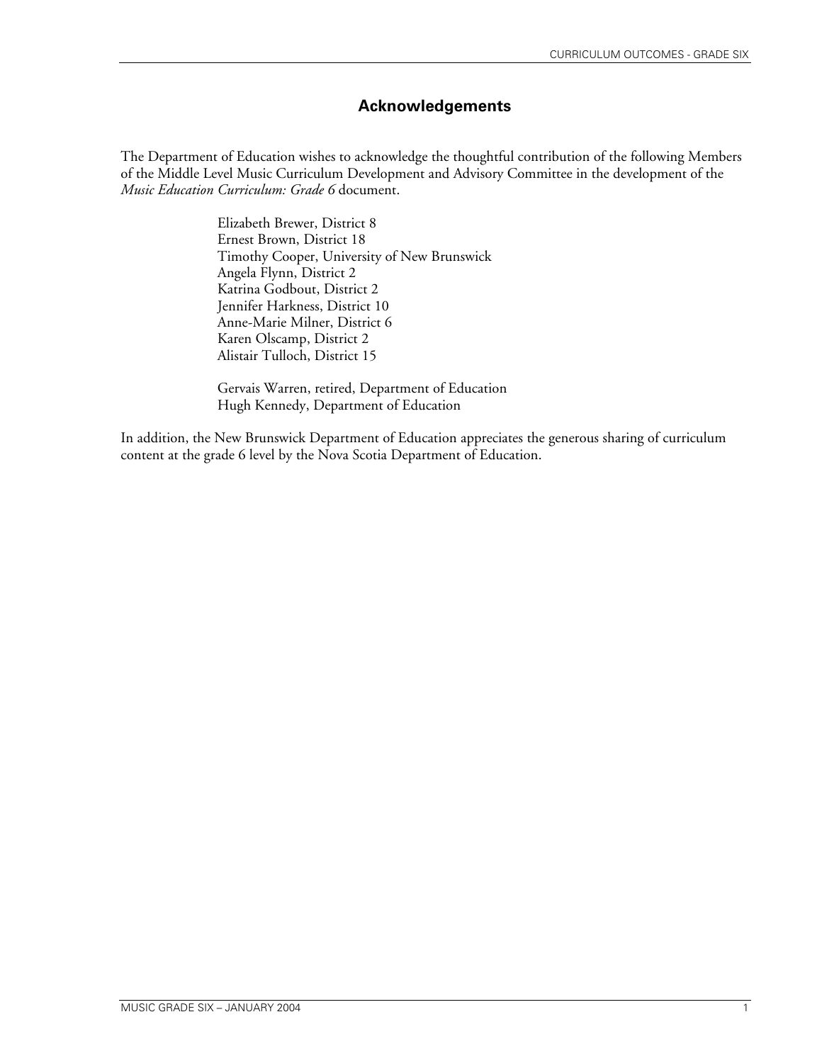## Acknowledgements

The Department of Education wishes to acknowledge the thoughtful contribution of the following Members of the Middle Level Music Curriculum Development and Advisory Committee in the development of the *Music Education Curriculum: Grade 6* document.

Elizabeth Brewer, District 8
Ernest Brown, District 18
Timothy Cooper, University of New Brunswick
Angela Flynn, District 2
Katrina Godbout, District 2
Jennifer Harkness, District 10
Anne-Marie Milner, District 6
Karen Olscamp, District 2
Alistair Tulloch, District 15

Gervais Warren, retired, Department of Education
Hugh Kennedy, Department of Education

In addition, the New Brunswick Department of Education appreciates the generous sharing of curriculum content at the grade 6 level by the Nova Scotia Department of Education.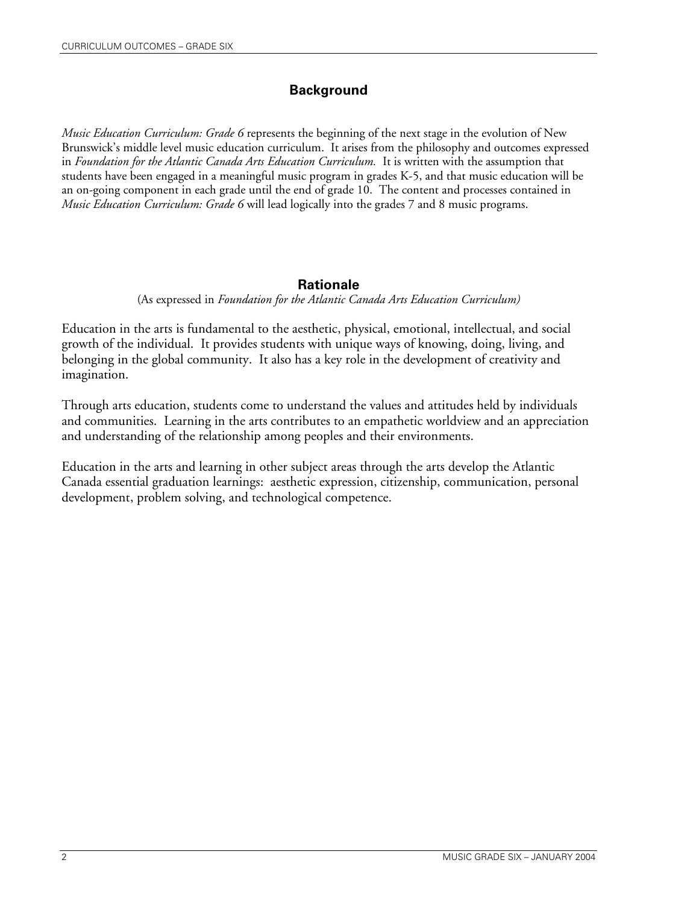## Background

*Music Education Curriculum: Grade 6* represents the beginning of the next stage in the evolution of New Brunswick's middle level music education curriculum. It arises from the philosophy and outcomes expressed in *Foundation for the Atlantic Canada Arts Education Curriculum*. It is written with the assumption that students have been engaged in a meaningful music program in grades K-5, and that music education will be an on-going component in each grade until the end of grade 10. The content and processes contained in *Music Education Curriculum: Grade 6* will lead logically into the grades 7 and 8 music programs.

## Rationale

(As expressed in *Foundation for the Atlantic Canada Arts Education Curriculum)*

Education in the arts is fundamental to the aesthetic, physical, emotional, intellectual, and social growth of the individual. It provides students with unique ways of knowing, doing, living, and belonging in the global community. It also has a key role in the development of creativity and imagination.

Through arts education, students come to understand the values and attitudes held by individuals and communities. Learning in the arts contributes to an empathetic worldview and an appreciation and understanding of the relationship among peoples and their environments.

Education in the arts and learning in other subject areas through the arts develop the Atlantic Canada essential graduation learnings: aesthetic expression, citizenship, communication, personal development, problem solving, and technological competence.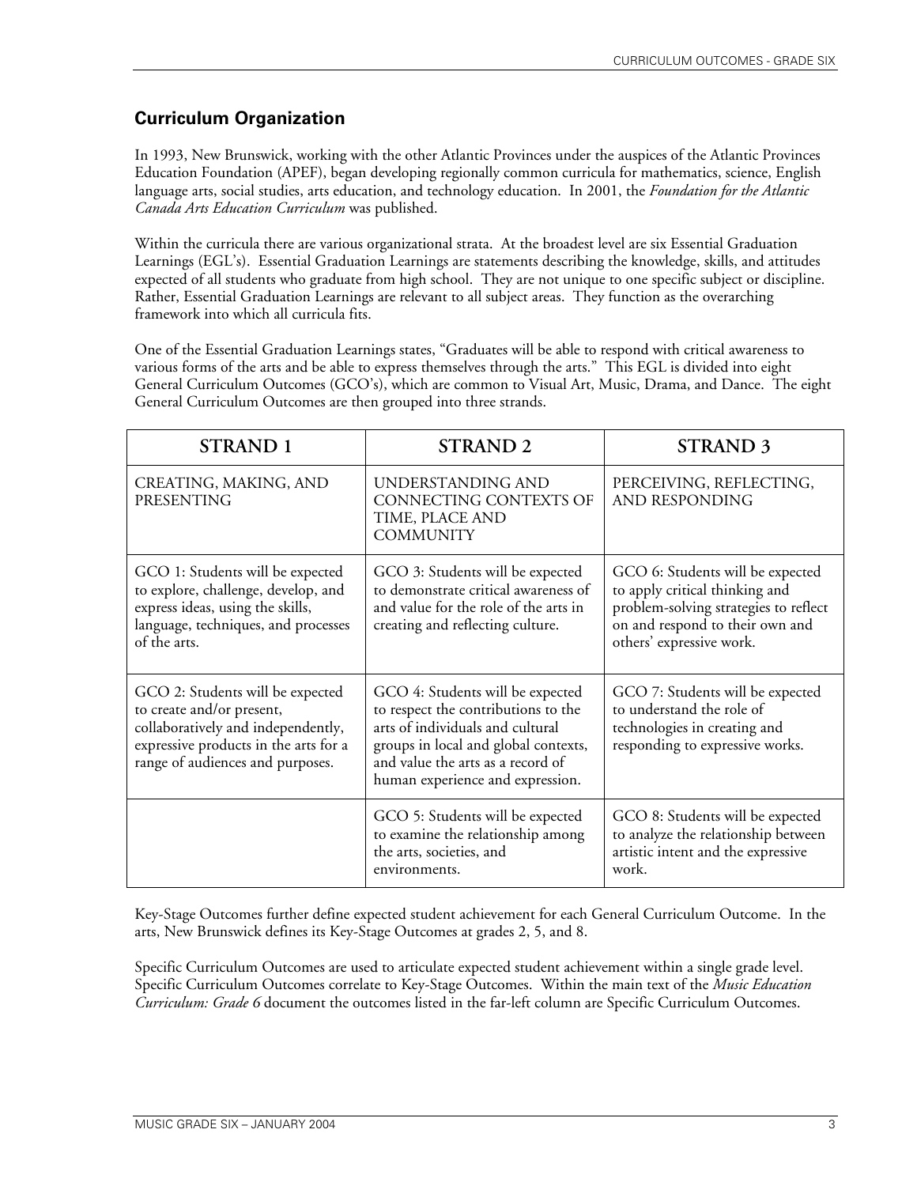## Curriculum Organization

In 1993, New Brunswick, working with the other Atlantic Provinces under the auspices of the Atlantic Provinces Education Foundation (APEF), began developing regionally common curricula for mathematics, science, English language arts, social studies, arts education, and technology education. In 2001, the *Foundation for the Atlantic Canada Arts Education Curriculum* was published.

Within the curricula there are various organizational strata. At the broadest level are six Essential Graduation Learnings (EGL's). Essential Graduation Learnings are statements describing the knowledge, skills, and attitudes expected of all students who graduate from high school. They are not unique to one specific subject or discipline. Rather, Essential Graduation Learnings are relevant to all subject areas. They function as the overarching framework into which all curricula fits.

One of the Essential Graduation Learnings states, "Graduates will be able to respond with critical awareness to various forms of the arts and be able to express themselves through the arts." This EGL is divided into eight General Curriculum Outcomes (GCO's), which are common to Visual Art, Music, Drama, and Dance. The eight General Curriculum Outcomes are then grouped into three strands.

| STRAND 1 | STRAND 2 | STRAND 3 |
|---|---|---|
| CREATING, MAKING, AND PRESENTING | UNDERSTANDING AND CONNECTING CONTEXTS OF TIME, PLACE AND COMMUNITY | PERCEIVING, REFLECTING, AND RESPONDING |
| GCO 1: Students will be expected to explore, challenge, develop, and express ideas, using the skills, language, techniques, and processes of the arts. | GCO 3: Students will be expected to demonstrate critical awareness of and value for the role of the arts in creating and reflecting culture. | GCO 6: Students will be expected to apply critical thinking and problem-solving strategies to reflect on and respond to their own and others' expressive work. |
| GCO 2: Students will be expected to create and/or present, collaboratively and independently, expressive products in the arts for a range of audiences and purposes. | GCO 4: Students will be expected to respect the contributions to the arts of individuals and cultural groups in local and global contexts, and value the arts as a record of human experience and expression. | GCO 7: Students will be expected to understand the role of technologies in creating and responding to expressive works. |
| | GCO 5: Students will be expected to examine the relationship among the arts, societies, and environments. | GCO 8: Students will be expected to analyze the relationship between artistic intent and the expressive work. |

Key-Stage Outcomes further define expected student achievement for each General Curriculum Outcome. In the arts, New Brunswick defines its Key-Stage Outcomes at grades 2, 5, and 8.

Specific Curriculum Outcomes are used to articulate expected student achievement within a single grade level. Specific Curriculum Outcomes correlate to Key-Stage Outcomes. Within the main text of the *Music Education Curriculum: Grade 6* document the outcomes listed in the far-left column are Specific Curriculum Outcomes.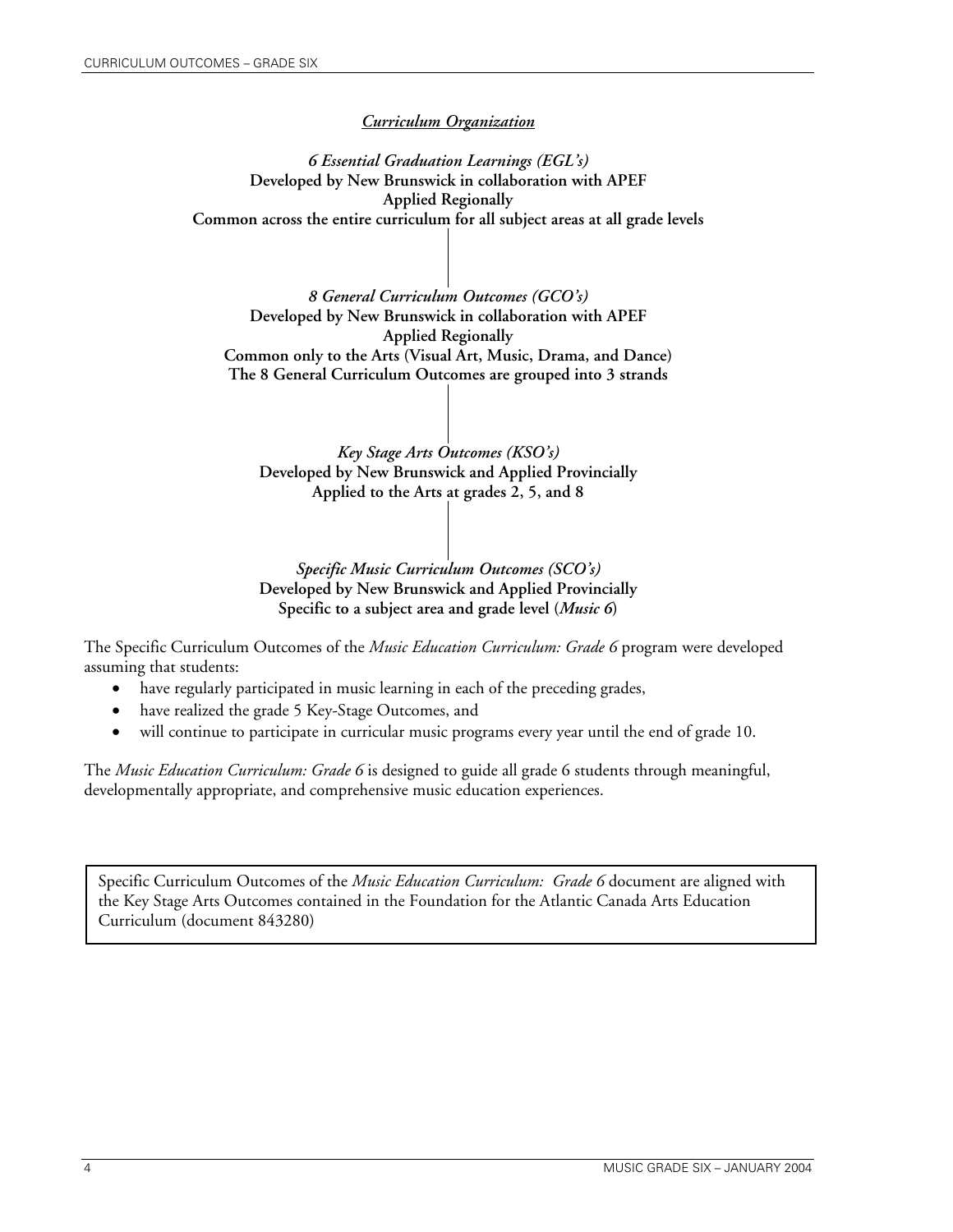## *Curriculum Organization*

***6 Essential Graduation Learnings (EGL's)***
**Developed by New Brunswick in collaboration with APEF**
**Applied Regionally**
**Common across the entire curriculum for all subject areas at all grade levels**

***8 General Curriculum Outcomes (GCO's)***
**Developed by New Brunswick in collaboration with APEF**
**Applied Regionally**
**Common only to the Arts (Visual Art, Music, Drama, and Dance)**
**The 8 General Curriculum Outcomes are grouped into 3 strands**

***Key Stage Arts Outcomes (KSO's)***
**Developed by New Brunswick and Applied Provincially**
**Applied to the Arts at grades 2, 5, and 8**

***Specific Music Curriculum Outcomes (SCO's)***
**Developed by New Brunswick and Applied Provincially**
**Specific to a subject area and grade level (*Music 6*)**

The Specific Curriculum Outcomes of the *Music Education Curriculum: Grade 6* program were developed assuming that students:

- have regularly participated in music learning in each of the preceding grades,
- have realized the grade 5 Key-Stage Outcomes, and
- will continue to participate in curricular music programs every year until the end of grade 10.

The *Music Education Curriculum: Grade 6* is designed to guide all grade 6 students through meaningful, developmentally appropriate, and comprehensive music education experiences.

> Specific Curriculum Outcomes of the *Music Education Curriculum: Grade 6* document are aligned with the Key Stage Arts Outcomes contained in the Foundation for the Atlantic Canada Arts Education Curriculum (document 843280)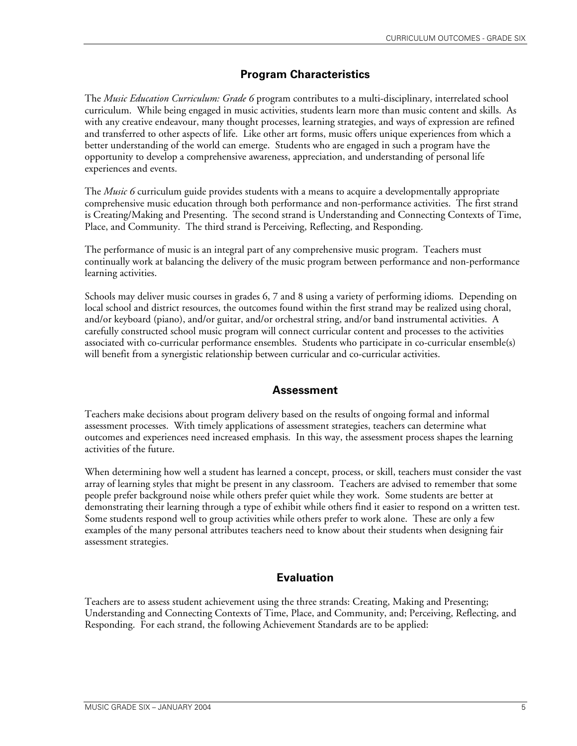## Program Characteristics

The *Music Education Curriculum: Grade 6* program contributes to a multi-disciplinary, interrelated school curriculum. While being engaged in music activities, students learn more than music content and skills. As with any creative endeavour, many thought processes, learning strategies, and ways of expression are refined and transferred to other aspects of life. Like other art forms, music offers unique experiences from which a better understanding of the world can emerge. Students who are engaged in such a program have the opportunity to develop a comprehensive awareness, appreciation, and understanding of personal life experiences and events.

The *Music 6* curriculum guide provides students with a means to acquire a developmentally appropriate comprehensive music education through both performance and non-performance activities. The first strand is Creating/Making and Presenting. The second strand is Understanding and Connecting Contexts of Time, Place, and Community. The third strand is Perceiving, Reflecting, and Responding.

The performance of music is an integral part of any comprehensive music program. Teachers must continually work at balancing the delivery of the music program between performance and non-performance learning activities.

Schools may deliver music courses in grades 6, 7 and 8 using a variety of performing idioms. Depending on local school and district resources, the outcomes found within the first strand may be realized using choral, and/or keyboard (piano), and/or guitar, and/or orchestral string, and/or band instrumental activities. A carefully constructed school music program will connect curricular content and processes to the activities associated with co-curricular performance ensembles. Students who participate in co-curricular ensemble(s) will benefit from a synergistic relationship between curricular and co-curricular activities.

## Assessment

Teachers make decisions about program delivery based on the results of ongoing formal and informal assessment processes. With timely applications of assessment strategies, teachers can determine what outcomes and experiences need increased emphasis. In this way, the assessment process shapes the learning activities of the future.

When determining how well a student has learned a concept, process, or skill, teachers must consider the vast array of learning styles that might be present in any classroom. Teachers are advised to remember that some people prefer background noise while others prefer quiet while they work. Some students are better at demonstrating their learning through a type of exhibit while others find it easier to respond on a written test. Some students respond well to group activities while others prefer to work alone. These are only a few examples of the many personal attributes teachers need to know about their students when designing fair assessment strategies.

## Evaluation

Teachers are to assess student achievement using the three strands: Creating, Making and Presenting; Understanding and Connecting Contexts of Time, Place, and Community, and; Perceiving, Reflecting, and Responding. For each strand, the following Achievement Standards are to be applied: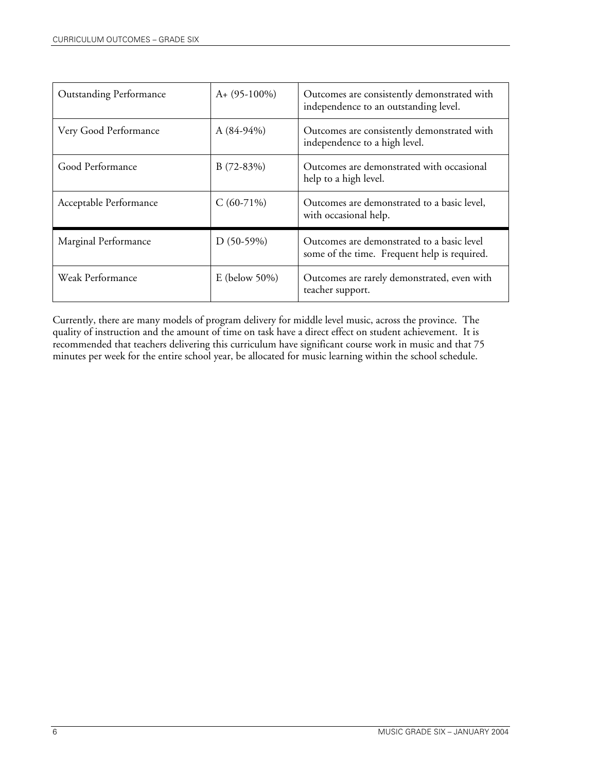| | | |
|---|---|---|
| Outstanding Performance | A+ (95-100%) | Outcomes are consistently demonstrated with independence to an outstanding level. |
| Very Good Performance | A (84-94%) | Outcomes are consistently demonstrated with independence to a high level. |
| Good Performance | B (72-83%) | Outcomes are demonstrated with occasional help to a high level. |
| Acceptable Performance | C (60-71%) | Outcomes are demonstrated to a basic level, with occasional help. |
| Marginal Performance | D (50-59%) | Outcomes are demonstrated to a basic level some of the time. Frequent help is required. |
| Weak Performance | E (below 50%) | Outcomes are rarely demonstrated, even with teacher support. |

Currently, there are many models of program delivery for middle level music, across the province. The quality of instruction and the amount of time on task have a direct effect on student achievement. It is recommended that teachers delivering this curriculum have significant course work in music and that 75 minutes per week for the entire school year, be allocated for music learning within the school schedule.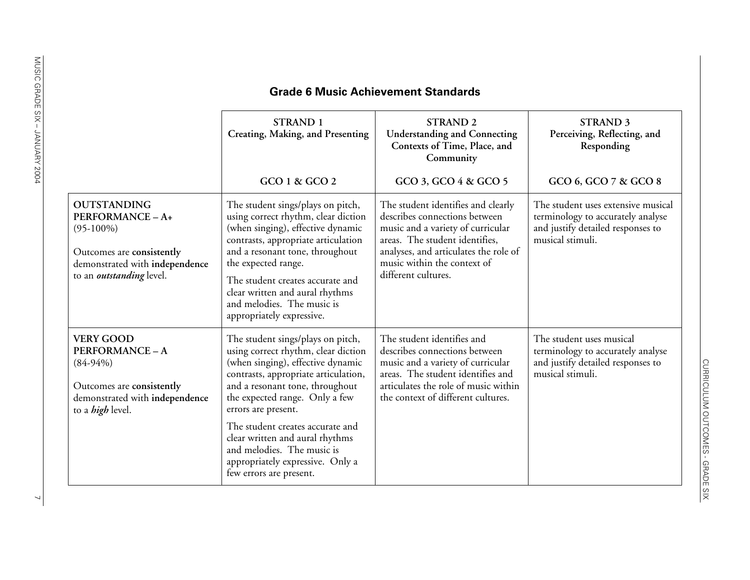## Grade 6 Music Achievement Standards

| | **STRAND 1**<br>**Creating, Making, and Presenting**<br><br>**GCO 1 & GCO 2** | **STRAND 2**<br>**Understanding and Connecting Contexts of Time, Place, and Community**<br><br>**GCO 3, GCO 4 & GCO 5** | **STRAND 3**<br>**Perceiving, Reflecting, and Responding**<br><br>**GCO 6, GCO 7 & GCO 8** |
|---|---|---|---|
| **OUTSTANDING PERFORMANCE – A+**<br>(95-100%)<br><br>Outcomes are **consistently** demonstrated with **independence** to an ***outstanding*** level. | The student sings/plays on pitch, using correct rhythm, clear diction (when singing), effective dynamic contrasts, appropriate articulation and a resonant tone, throughout the expected range.<br><br>The student creates accurate and clear written and aural rhythms and melodies. The music is appropriately expressive. | The student identifies and clearly describes connections between music and a variety of curricular areas. The student identifies, analyses, and articulates the role of music within the context of different cultures. | The student uses extensive musical terminology to accurately analyse and justify detailed responses to musical stimuli. |
| **VERY GOOD PERFORMANCE – A**<br>(84-94%)<br><br>Outcomes are **consistently** demonstrated with **independence** to a ***high*** level. | The student sings/plays on pitch, using correct rhythm, clear diction (when singing), effective dynamic contrasts, appropriate articulation, and a resonant tone, throughout the expected range. Only a few errors are present.<br><br>The student creates accurate and clear written and aural rhythms and melodies. The music is appropriately expressive. Only a few errors are present. | The student identifies and describes connections between music and a variety of curricular areas. The student identifies and articulates the role of music within the context of different cultures. | The student uses musical terminology to accurately analyse and justify detailed responses to musical stimuli. |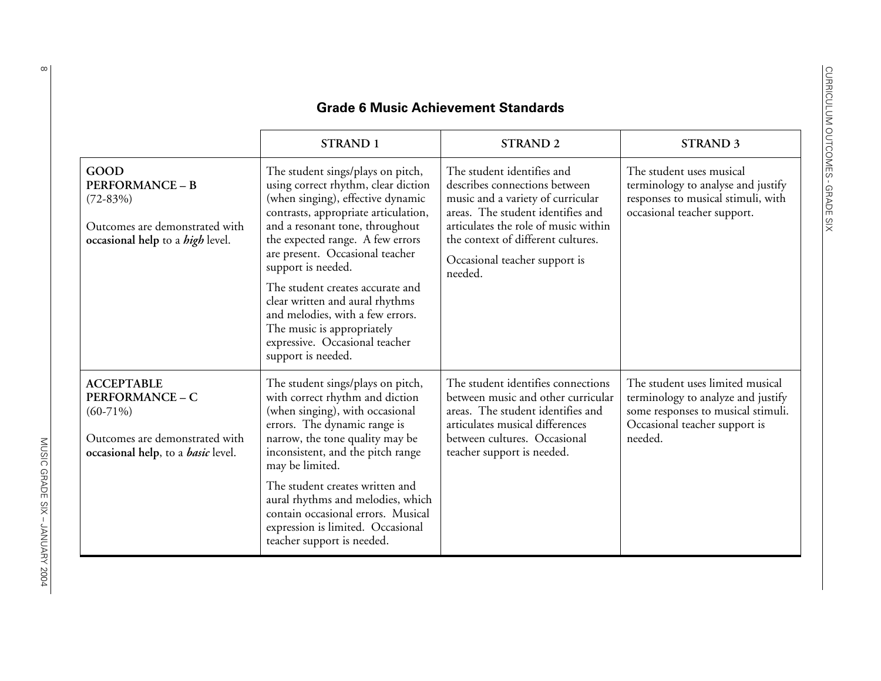## Grade 6 Music Achievement Standards

| | STRAND 1 | STRAND 2 | STRAND 3 |
|---|---|---|---|
| **GOOD PERFORMANCE – B** (72-83%)<br><br>Outcomes are demonstrated with **occasional help** to a ***high*** level. | The student sings/plays on pitch, using correct rhythm, clear diction (when singing), effective dynamic contrasts, appropriate articulation, and a resonant tone, throughout the expected range. A few errors are present. Occasional teacher support is needed.<br><br>The student creates accurate and clear written and aural rhythms and melodies, with a few errors. The music is appropriately expressive. Occasional teacher support is needed. | The student identifies and describes connections between music and a variety of curricular areas. The student identifies and articulates the role of music within the context of different cultures.<br><br>Occasional teacher support is needed. | The student uses musical terminology to analyse and justify responses to musical stimuli, with occasional teacher support. |
| **ACCEPTABLE PERFORMANCE – C** (60-71%)<br><br>Outcomes are demonstrated with **occasional help**, to a ***basic*** level. | The student sings/plays on pitch, with correct rhythm and diction (when singing), with occasional errors. The dynamic range is narrow, the tone quality may be inconsistent, and the pitch range may be limited.<br><br>The student creates written and aural rhythms and melodies, which contain occasional errors. Musical expression is limited. Occasional teacher support is needed. | The student identifies connections between music and other curricular areas. The student identifies and articulates musical differences between cultures. Occasional teacher support is needed. | The student uses limited musical terminology to analyze and justify some responses to musical stimuli. Occasional teacher support is needed. |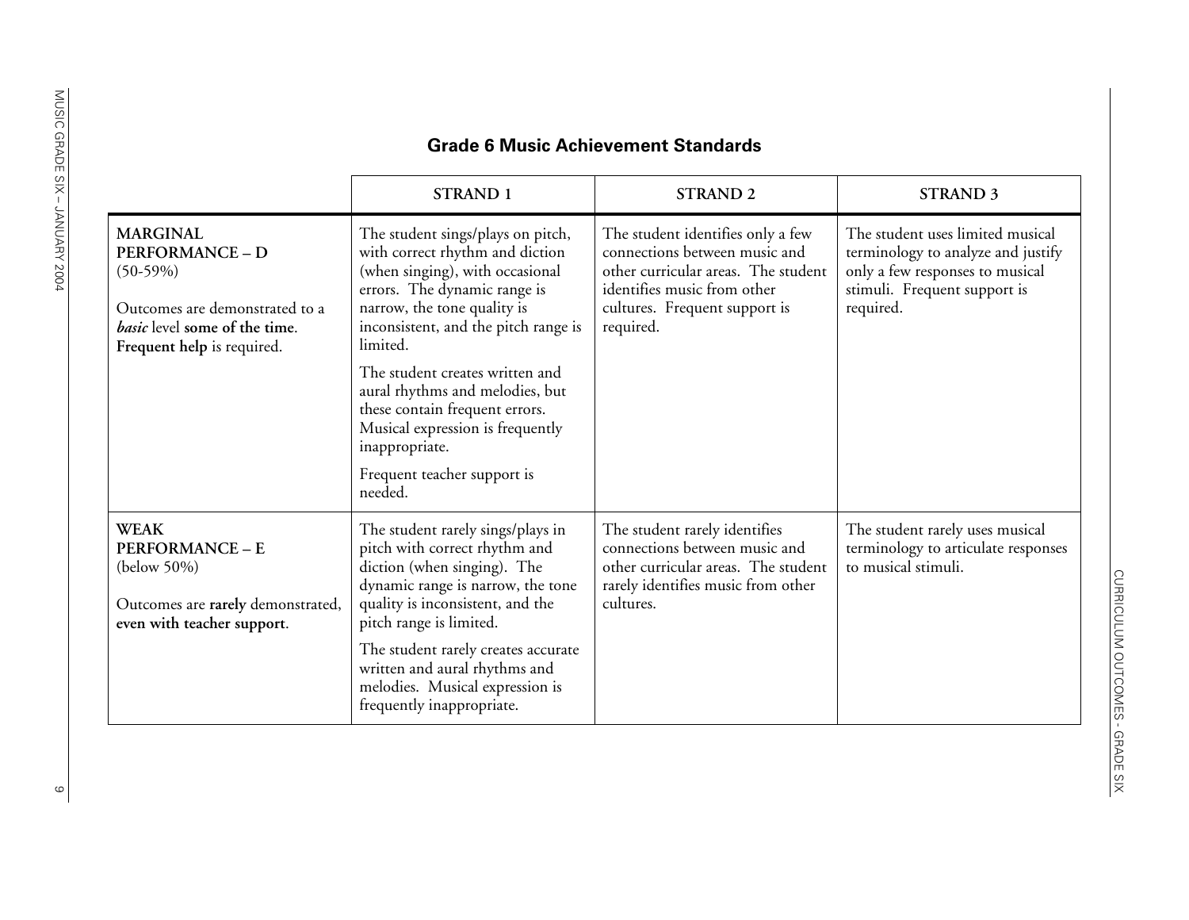## Grade 6 Music Achievement Standards

| | STRAND 1 | STRAND 2 | STRAND 3 |
|---|---|---|---|
| **MARGINAL PERFORMANCE – D** (50-59%)<br><br>Outcomes are demonstrated to a ***basic*** level **some of the time**. **Frequent help** is required. | The student sings/plays on pitch, with correct rhythm and diction (when singing), with occasional errors. The dynamic range is narrow, the tone quality is inconsistent, and the pitch range is limited.<br><br>The student creates written and aural rhythms and melodies, but these contain frequent errors. Musical expression is frequently inappropriate.<br><br>Frequent teacher support is needed. | The student identifies only a few connections between music and other curricular areas. The student identifies music from other cultures. Frequent support is required. | The student uses limited musical terminology to analyze and justify only a few responses to musical stimuli. Frequent support is required. |
| **WEAK PERFORMANCE – E** (below 50%)<br><br>Outcomes are **rarely** demonstrated, **even with teacher support**. | The student rarely sings/plays in pitch with correct rhythm and diction (when singing). The dynamic range is narrow, the tone quality is inconsistent, and the pitch range is limited.<br><br>The student rarely creates accurate written and aural rhythms and melodies. Musical expression is frequently inappropriate. | The student rarely identifies connections between music and other curricular areas. The student rarely identifies music from other cultures. | The student rarely uses musical terminology to articulate responses to musical stimuli. |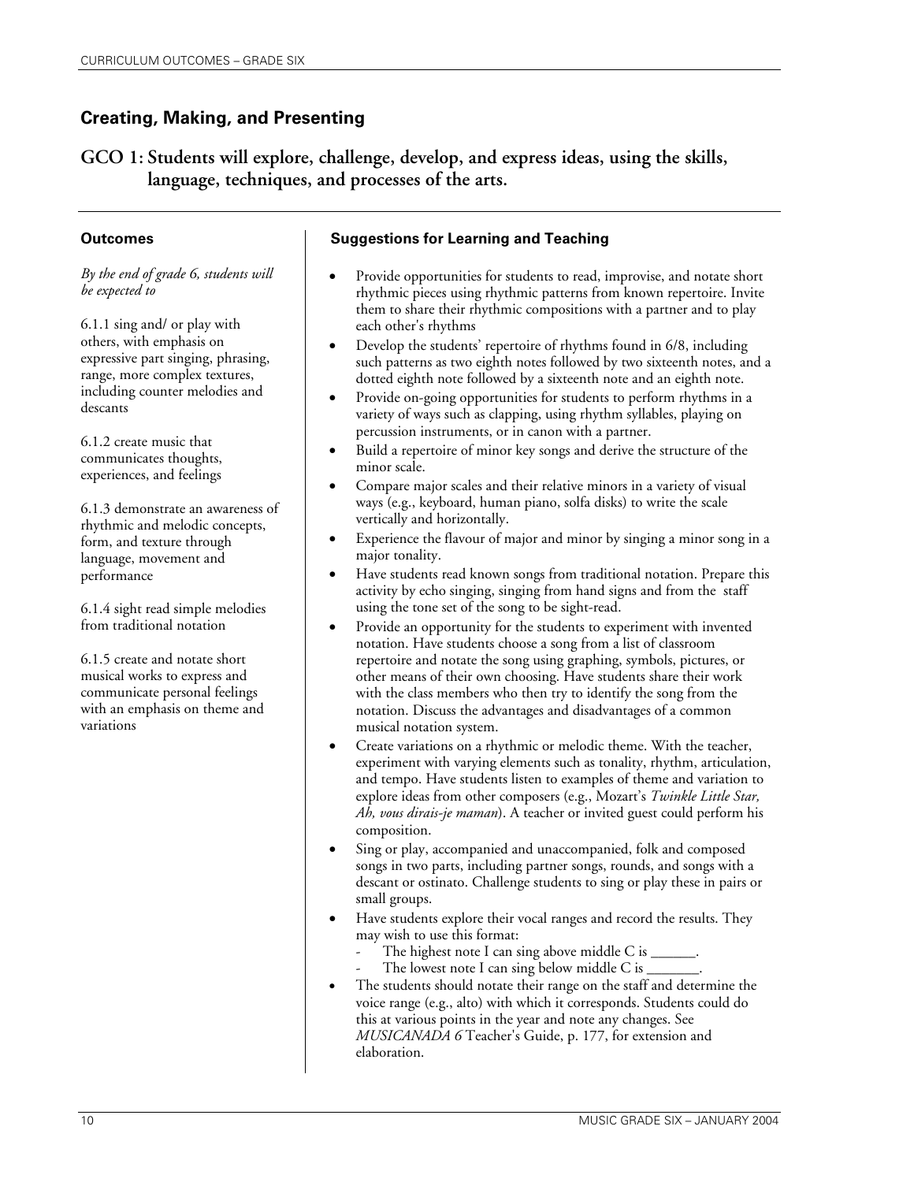## Creating, Making, and Presenting

### GCO 1: Students will explore, challenge, develop, and express ideas, using the skills, language, techniques, and processes of the arts.

#### Outcomes

*By the end of grade 6, students will be expected to*

6.1.1 sing and/ or play with others, with emphasis on expressive part singing, phrasing, range, more complex textures, including counter melodies and descants

6.1.2 create music that communicates thoughts, experiences, and feelings

6.1.3 demonstrate an awareness of rhythmic and melodic concepts, form, and texture through language, movement and performance

6.1.4 sight read simple melodies from traditional notation

6.1.5 create and notate short musical works to express and communicate personal feelings with an emphasis on theme and variations

#### Suggestions for Learning and Teaching

- Provide opportunities for students to read, improvise, and notate short rhythmic pieces using rhythmic patterns from known repertoire. Invite them to share their rhythmic compositions with a partner and to play each other's rhythms
- Develop the students' repertoire of rhythms found in 6/8, including such patterns as two eighth notes followed by two sixteenth notes, and a dotted eighth note followed by a sixteenth note and an eighth note.
- Provide on-going opportunities for students to perform rhythms in a variety of ways such as clapping, using rhythm syllables, playing on percussion instruments, or in canon with a partner.
- Build a repertoire of minor key songs and derive the structure of the minor scale.
- Compare major scales and their relative minors in a variety of visual ways (e.g., keyboard, human piano, solfa disks) to write the scale vertically and horizontally.
- Experience the flavour of major and minor by singing a minor song in a major tonality.
- Have students read known songs from traditional notation. Prepare this activity by echo singing, singing from hand signs and from the staff using the tone set of the song to be sight-read.
- Provide an opportunity for the students to experiment with invented notation. Have students choose a song from a list of classroom repertoire and notate the song using graphing, symbols, pictures, or other means of their own choosing. Have students share their work with the class members who then try to identify the song from the notation. Discuss the advantages and disadvantages of a common musical notation system.
- Create variations on a rhythmic or melodic theme. With the teacher, experiment with varying elements such as tonality, rhythm, articulation, and tempo. Have students listen to examples of theme and variation to explore ideas from other composers (e.g., Mozart's *Twinkle Little Star, Ah, vous dirais-je maman*). A teacher or invited guest could perform his composition.
- Sing or play, accompanied and unaccompanied, folk and composed songs in two parts, including partner songs, rounds, and songs with a descant or ostinato. Challenge students to sing or play these in pairs or small groups.
- Have students explore their vocal ranges and record the results. They may wish to use this format:
  - The highest note I can sing above middle C is ______.
  - The lowest note I can sing below middle C is _______.
- The students should notate their range on the staff and determine the voice range (e.g., alto) with which it corresponds. Students could do this at various points in the year and note any changes. See *MUSICANADA 6* Teacher's Guide, p. 177, for extension and elaboration.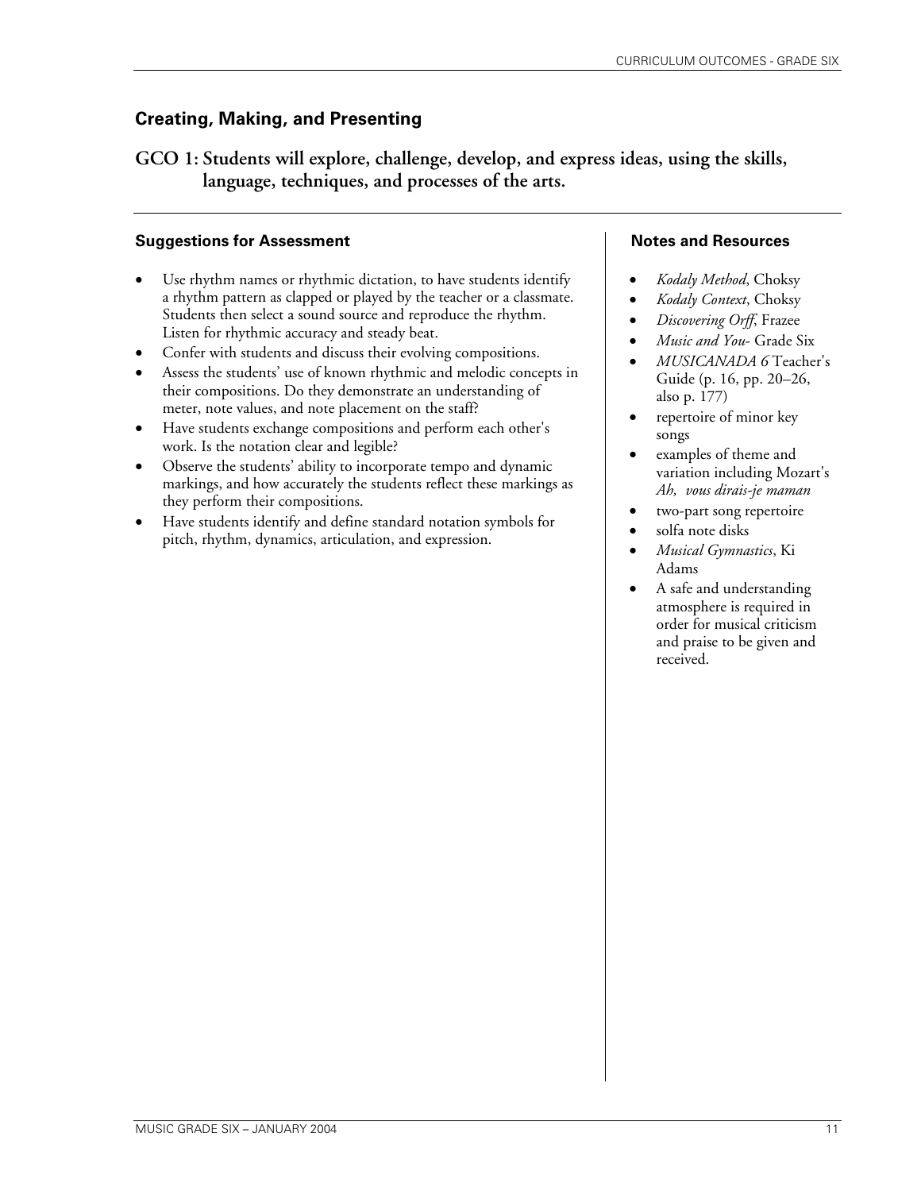## Creating, Making, and Presenting

### GCO 1: Students will explore, challenge, develop, and express ideas, using the skills, language, techniques, and processes of the arts.

#### Suggestions for Assessment

- Use rhythm names or rhythmic dictation, to have students identify a rhythm pattern as clapped or played by the teacher or a classmate. Students then select a sound source and reproduce the rhythm. Listen for rhythmic accuracy and steady beat.
- Confer with students and discuss their evolving compositions.
- Assess the students' use of known rhythmic and melodic concepts in their compositions. Do they demonstrate an understanding of meter, note values, and note placement on the staff?
- Have students exchange compositions and perform each other's work. Is the notation clear and legible?
- Observe the students' ability to incorporate tempo and dynamic markings, and how accurately the students reflect these markings as they perform their compositions.
- Have students identify and define standard notation symbols for pitch, rhythm, dynamics, articulation, and expression.

#### Notes and Resources

- *Kodaly Method*, Choksy
- *Kodaly Context*, Choksy
- *Discovering Orff*, Frazee
- *Music and You-* Grade Six
- *MUSICANADA 6* Teacher's Guide (p. 16, pp. 20–26, also p. 177)
- repertoire of minor key songs
- examples of theme and variation including Mozart's *Ah, vous dirais-je maman*
- two-part song repertoire
- solfa note disks
- *Musical Gymnastics*, Ki Adams
- A safe and understanding atmosphere is required in order for musical criticism and praise to be given and received.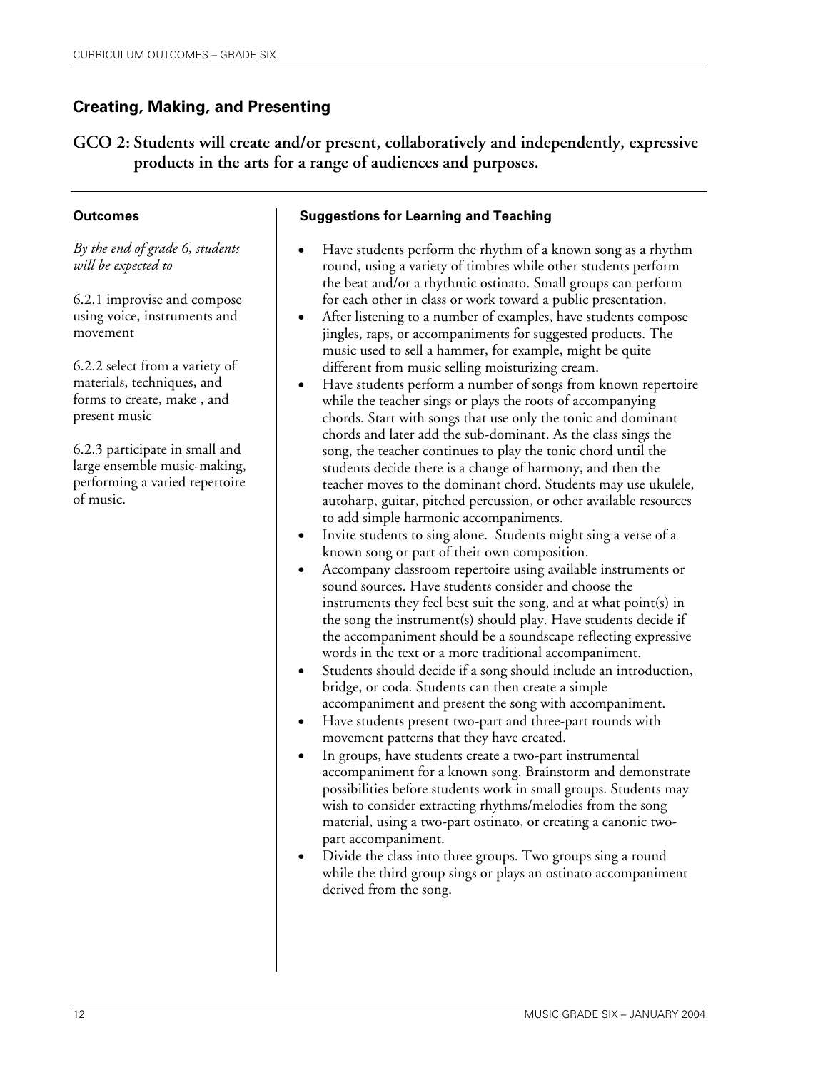## Creating, Making, and Presenting

### GCO 2: Students will create and/or present, collaboratively and independently, expressive products in the arts for a range of audiences and purposes.

#### Outcomes

*By the end of grade 6, students will be expected to*

6.2.1 improvise and compose using voice, instruments and movement

6.2.2 select from a variety of materials, techniques, and forms to create, make , and present music

6.2.3 participate in small and large ensemble music-making, performing a varied repertoire of music.

#### Suggestions for Learning and Teaching

- Have students perform the rhythm of a known song as a rhythm round, using a variety of timbres while other students perform the beat and/or a rhythmic ostinato. Small groups can perform for each other in class or work toward a public presentation.
- After listening to a number of examples, have students compose jingles, raps, or accompaniments for suggested products. The music used to sell a hammer, for example, might be quite different from music selling moisturizing cream.
- Have students perform a number of songs from known repertoire while the teacher sings or plays the roots of accompanying chords. Start with songs that use only the tonic and dominant chords and later add the sub-dominant. As the class sings the song, the teacher continues to play the tonic chord until the students decide there is a change of harmony, and then the teacher moves to the dominant chord. Students may use ukulele, autoharp, guitar, pitched percussion, or other available resources to add simple harmonic accompaniments.
- Invite students to sing alone. Students might sing a verse of a known song or part of their own composition.
- Accompany classroom repertoire using available instruments or sound sources. Have students consider and choose the instruments they feel best suit the song, and at what point(s) in the song the instrument(s) should play. Have students decide if the accompaniment should be a soundscape reflecting expressive words in the text or a more traditional accompaniment.
- Students should decide if a song should include an introduction, bridge, or coda. Students can then create a simple accompaniment and present the song with accompaniment.
- Have students present two-part and three-part rounds with movement patterns that they have created.
- In groups, have students create a two-part instrumental accompaniment for a known song. Brainstorm and demonstrate possibilities before students work in small groups. Students may wish to consider extracting rhythms/melodies from the song material, using a two-part ostinato, or creating a canonic two-part accompaniment.
- Divide the class into three groups. Two groups sing a round while the third group sings or plays an ostinato accompaniment derived from the song.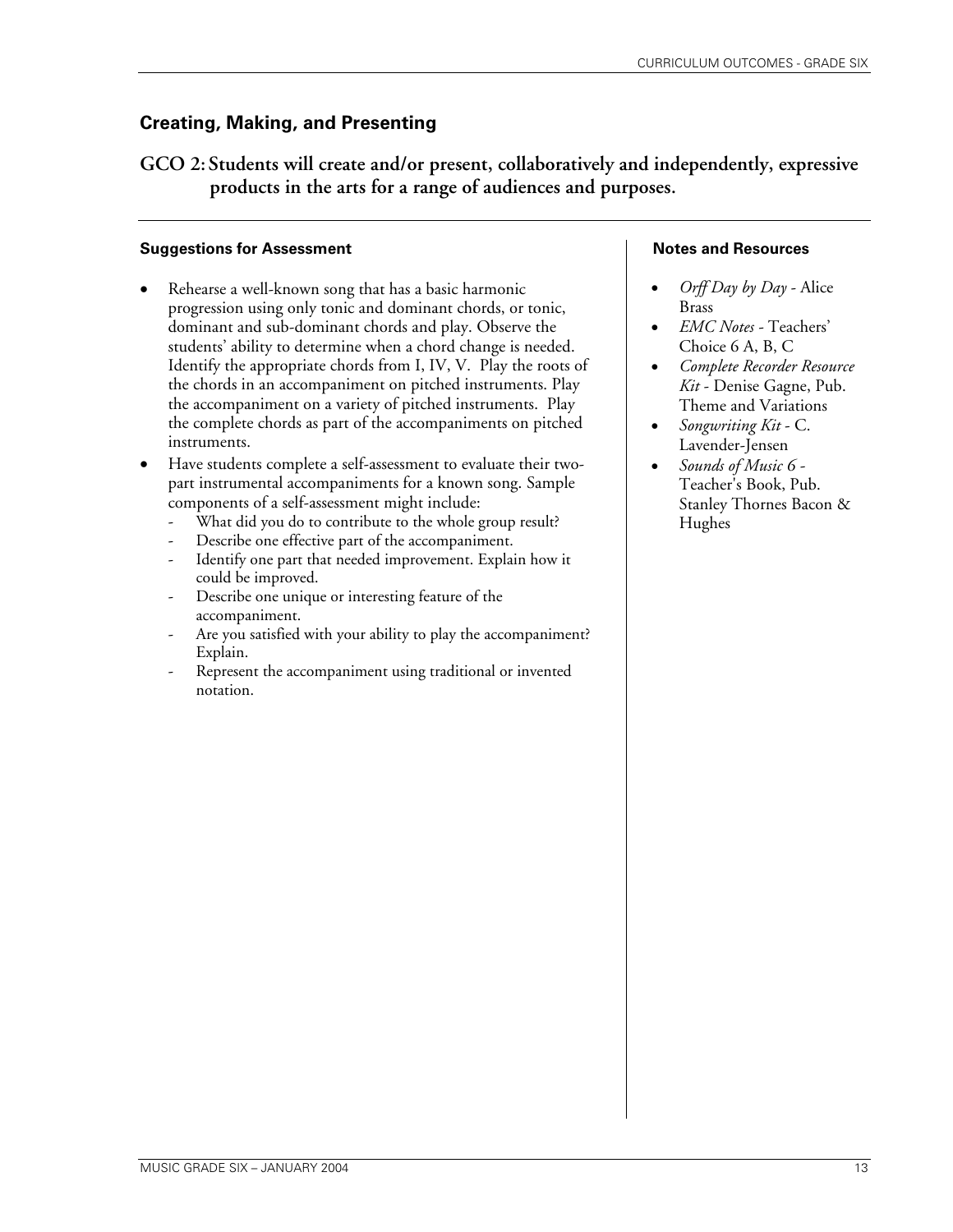## Creating, Making, and Presenting

### GCO 2: Students will create and/or present, collaboratively and independently, expressive products in the arts for a range of audiences and purposes.

#### Suggestions for Assessment

- Rehearse a well-known song that has a basic harmonic progression using only tonic and dominant chords, or tonic, dominant and sub-dominant chords and play. Observe the students' ability to determine when a chord change is needed. Identify the appropriate chords from I, IV, V. Play the roots of the chords in an accompaniment on pitched instruments. Play the accompaniment on a variety of pitched instruments. Play the complete chords as part of the accompaniments on pitched instruments.
- Have students complete a self-assessment to evaluate their two-part instrumental accompaniments for a known song. Sample components of a self-assessment might include:
  - What did you do to contribute to the whole group result?
  - Describe one effective part of the accompaniment.
  - Identify one part that needed improvement. Explain how it could be improved.
  - Describe one unique or interesting feature of the accompaniment.
  - Are you satisfied with your ability to play the accompaniment? Explain.
  - Represent the accompaniment using traditional or invented notation.

#### Notes and Resources

- *Orff Day by Day* - Alice Brass
- *EMC Notes* - Teachers' Choice 6 A, B, C
- *Complete Recorder Resource Kit* - Denise Gagne, Pub. Theme and Variations
- *Songwriting Kit* - C. Lavender-Jensen
- *Sounds of Music 6* - Teacher's Book, Pub. Stanley Thornes Bacon & Hughes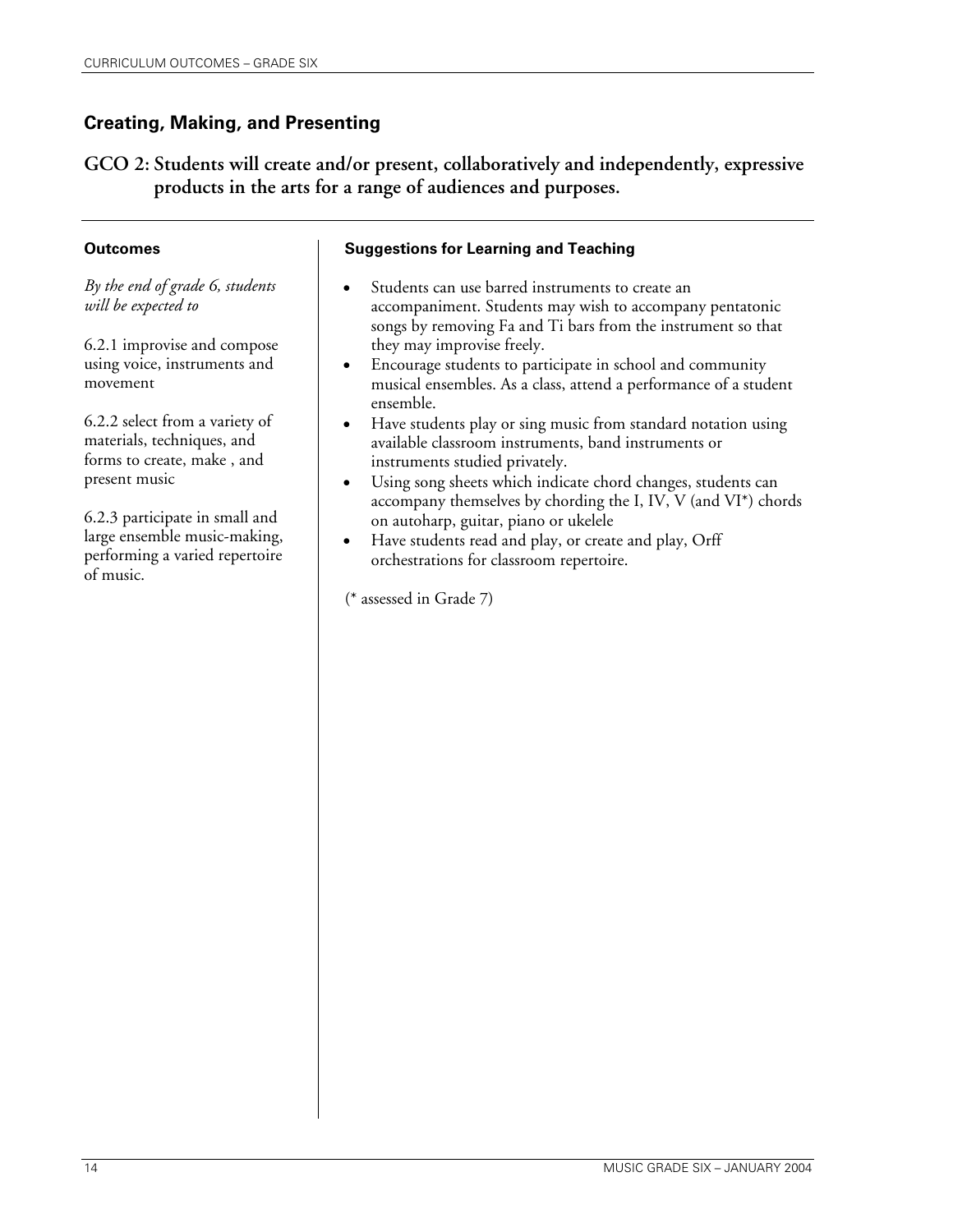## Creating, Making, and Presenting

### GCO 2: Students will create and/or present, collaboratively and independently, expressive products in the arts for a range of audiences and purposes.

**Outcomes**

*By the end of grade 6, students will be expected to*

6.2.1 improvise and compose using voice, instruments and movement

6.2.2 select from a variety of materials, techniques, and forms to create, make , and present music

6.2.3 participate in small and large ensemble music-making, performing a varied repertoire of music.

**Suggestions for Learning and Teaching**

- Students can use barred instruments to create an accompaniment. Students may wish to accompany pentatonic songs by removing Fa and Ti bars from the instrument so that they may improvise freely.
- Encourage students to participate in school and community musical ensembles. As a class, attend a performance of a student ensemble.
- Have students play or sing music from standard notation using available classroom instruments, band instruments or instruments studied privately.
- Using song sheets which indicate chord changes, students can accompany themselves by chording the I, IV, V (and VI*) chords on autoharp, guitar, piano or ukelele
- Have students read and play, or create and play, Orff orchestrations for classroom repertoire.

(* assessed in Grade 7)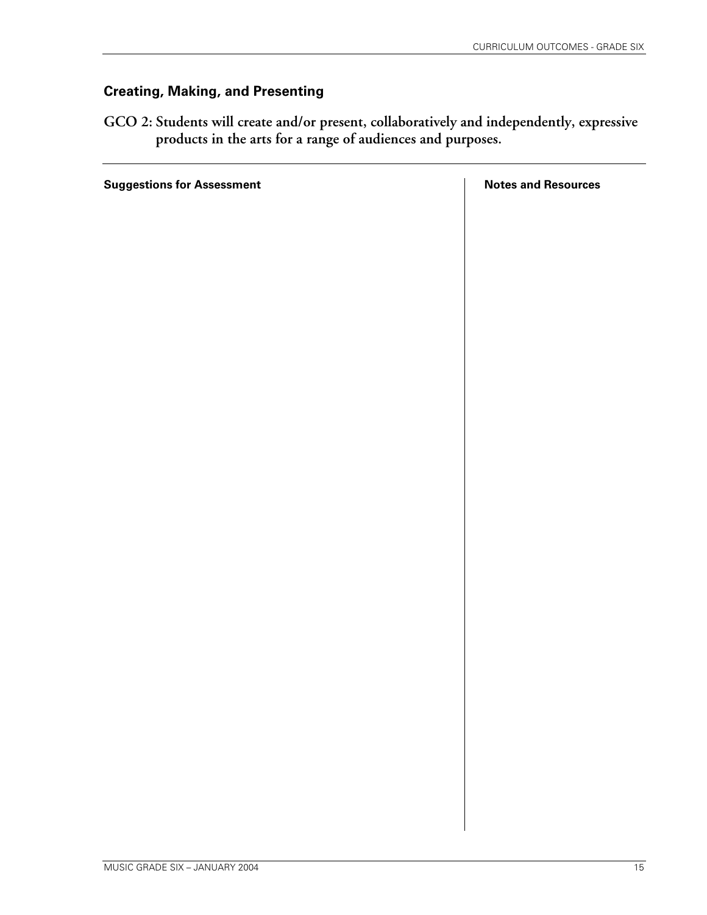## Creating, Making, and Presenting

**GCO 2: Students will create and/or present, collaboratively and independently, expressive products in the arts for a range of audiences and purposes.**

| Suggestions for Assessment | Notes and Resources |
| --- | --- |
| | |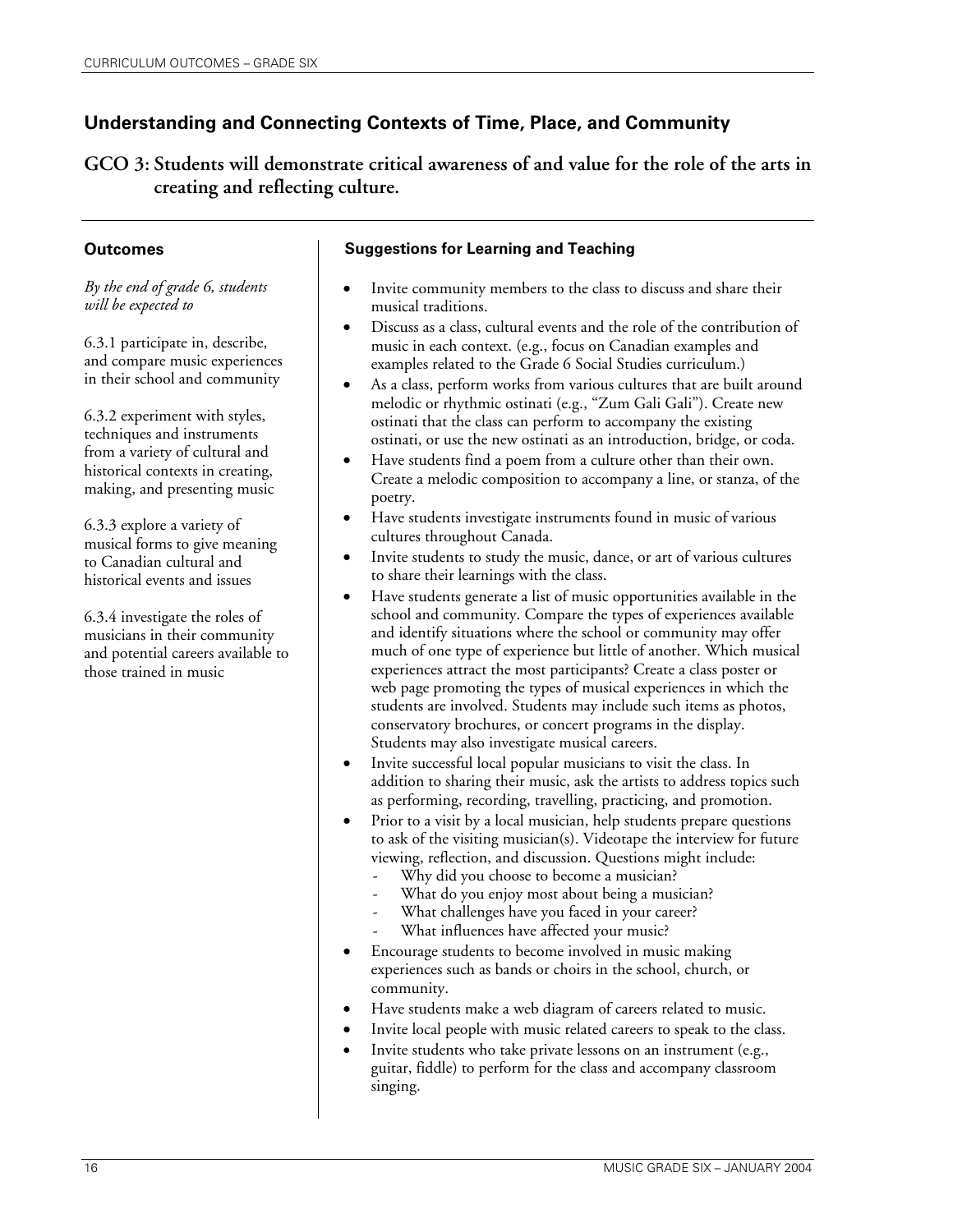## Understanding and Connecting Contexts of Time, Place, and Community

### GCO 3: Students will demonstrate critical awareness of and value for the role of the arts in creating and reflecting culture.

**Outcomes**

*By the end of grade 6, students will be expected to*

6.3.1 participate in, describe, and compare music experiences in their school and community

6.3.2 experiment with styles, techniques and instruments from a variety of cultural and historical contexts in creating, making, and presenting music

6.3.3 explore a variety of musical forms to give meaning to Canadian cultural and historical events and issues

6.3.4 investigate the roles of musicians in their community and potential careers available to those trained in music

**Suggestions for Learning and Teaching**

- Invite community members to the class to discuss and share their musical traditions.
- Discuss as a class, cultural events and the role of the contribution of music in each context. (e.g., focus on Canadian examples and examples related to the Grade 6 Social Studies curriculum.)
- As a class, perform works from various cultures that are built around melodic or rhythmic ostinati (e.g., "Zum Gali Gali"). Create new ostinati that the class can perform to accompany the existing ostinati, or use the new ostinati as an introduction, bridge, or coda.
- Have students find a poem from a culture other than their own. Create a melodic composition to accompany a line, or stanza, of the poetry.
- Have students investigate instruments found in music of various cultures throughout Canada.
- Invite students to study the music, dance, or art of various cultures to share their learnings with the class.
- Have students generate a list of music opportunities available in the school and community. Compare the types of experiences available and identify situations where the school or community may offer much of one type of experience but little of another. Which musical experiences attract the most participants? Create a class poster or web page promoting the types of musical experiences in which the students are involved. Students may include such items as photos, conservatory brochures, or concert programs in the display. Students may also investigate musical careers.
- Invite successful local popular musicians to visit the class. In addition to sharing their music, ask the artists to address topics such as performing, recording, travelling, practicing, and promotion.
- Prior to a visit by a local musician, help students prepare questions to ask of the visiting musician(s). Videotape the interview for future viewing, reflection, and discussion. Questions might include:
  - Why did you choose to become a musician?
  - What do you enjoy most about being a musician?
  - What challenges have you faced in your career?
  - What influences have affected your music?
- Encourage students to become involved in music making experiences such as bands or choirs in the school, church, or community.
- Have students make a web diagram of careers related to music.
- Invite local people with music related careers to speak to the class.
- Invite students who take private lessons on an instrument (e.g., guitar, fiddle) to perform for the class and accompany classroom singing.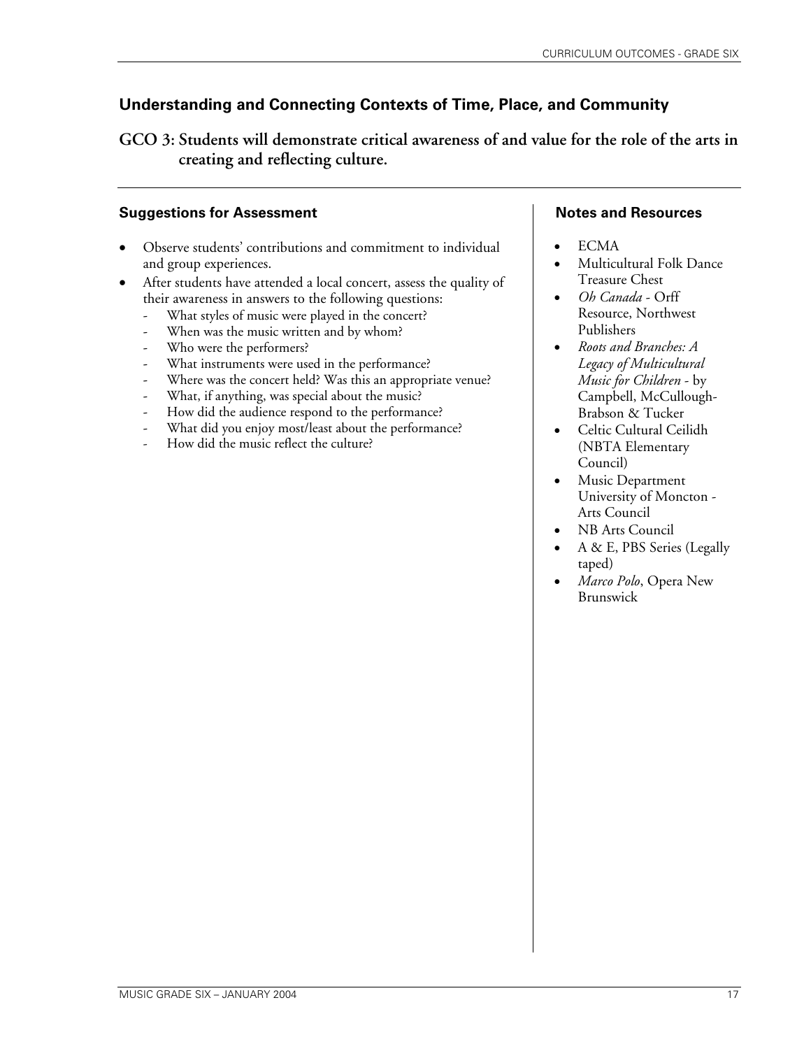## Understanding and Connecting Contexts of Time, Place, and Community

### GCO 3: Students will demonstrate critical awareness of and value for the role of the arts in creating and reflecting culture.

#### Suggestions for Assessment

- Observe students' contributions and commitment to individual and group experiences.
- After students have attended a local concert, assess the quality of their awareness in answers to the following questions:
  - What styles of music were played in the concert?
  - When was the music written and by whom?
  - Who were the performers?
  - What instruments were used in the performance?
  - Where was the concert held? Was this an appropriate venue?
  - What, if anything, was special about the music?
  - How did the audience respond to the performance?
  - What did you enjoy most/least about the performance?
  - How did the music reflect the culture?

#### Notes and Resources

- ECMA
- Multicultural Folk Dance Treasure Chest
- *Oh Canada* - Orff Resource, Northwest Publishers
- *Roots and Branches: A Legacy of Multicultural Music for Children* - by Campbell, McCullough-Brabson & Tucker
- Celtic Cultural Ceilidh (NBTA Elementary Council)
- Music Department University of Moncton - Arts Council
- NB Arts Council
- A & E, PBS Series (Legally taped)
- *Marco Polo*, Opera New Brunswick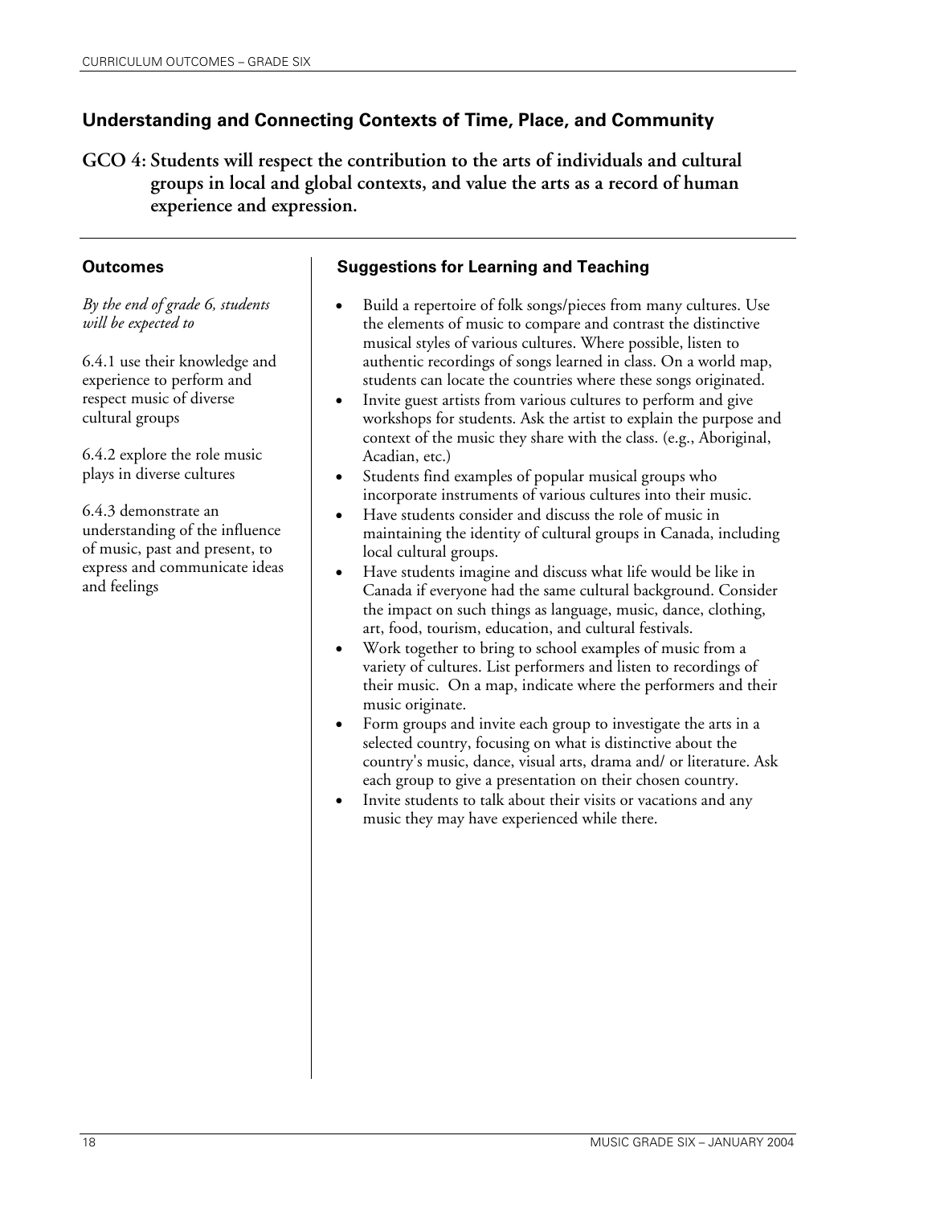## Understanding and Connecting Contexts of Time, Place, and Community

**GCO 4: Students will respect the contribution to the arts of individuals and cultural groups in local and global contexts, and value the arts as a record of human experience and expression.**

### Outcomes

*By the end of grade 6, students will be expected to*

6.4.1 use their knowledge and experience to perform and respect music of diverse cultural groups

6.4.2 explore the role music plays in diverse cultures

6.4.3 demonstrate an understanding of the influence of music, past and present, to express and communicate ideas and feelings

### Suggestions for Learning and Teaching

- Build a repertoire of folk songs/pieces from many cultures. Use the elements of music to compare and contrast the distinctive musical styles of various cultures. Where possible, listen to authentic recordings of songs learned in class. On a world map, students can locate the countries where these songs originated.
- Invite guest artists from various cultures to perform and give workshops for students. Ask the artist to explain the purpose and context of the music they share with the class. (e.g., Aboriginal, Acadian, etc.)
- Students find examples of popular musical groups who incorporate instruments of various cultures into their music.
- Have students consider and discuss the role of music in maintaining the identity of cultural groups in Canada, including local cultural groups.
- Have students imagine and discuss what life would be like in Canada if everyone had the same cultural background. Consider the impact on such things as language, music, dance, clothing, art, food, tourism, education, and cultural festivals.
- Work together to bring to school examples of music from a variety of cultures. List performers and listen to recordings of their music. On a map, indicate where the performers and their music originate.
- Form groups and invite each group to investigate the arts in a selected country, focusing on what is distinctive about the country's music, dance, visual arts, drama and/ or literature. Ask each group to give a presentation on their chosen country.
- Invite students to talk about their visits or vacations and any music they may have experienced while there.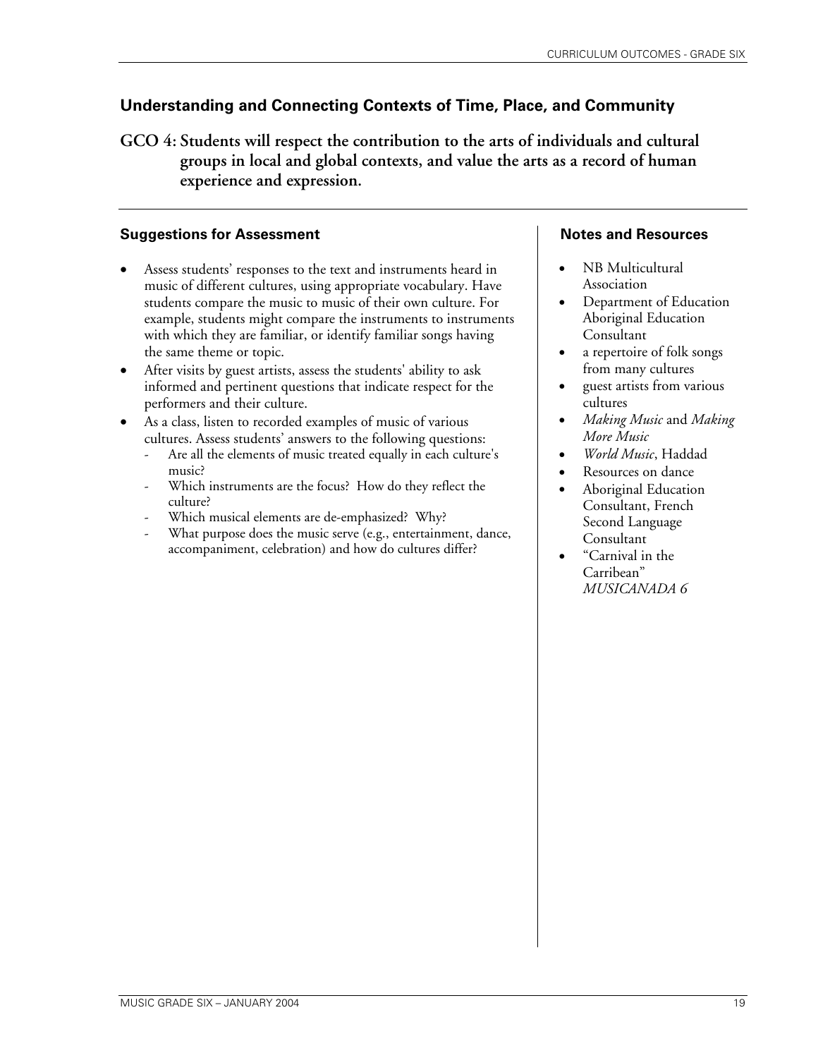## Understanding and Connecting Contexts of Time, Place, and Community

**GCO 4: Students will respect the contribution to the arts of individuals and cultural groups in local and global contexts, and value the arts as a record of human experience and expression.**

### Suggestions for Assessment

- Assess students' responses to the text and instruments heard in music of different cultures, using appropriate vocabulary. Have students compare the music to music of their own culture. For example, students might compare the instruments to instruments with which they are familiar, or identify familiar songs having the same theme or topic.
- After visits by guest artists, assess the students' ability to ask informed and pertinent questions that indicate respect for the performers and their culture.
- As a class, listen to recorded examples of music of various cultures. Assess students' answers to the following questions:
  - Are all the elements of music treated equally in each culture's music?
  - Which instruments are the focus? How do they reflect the culture?
  - Which musical elements are de-emphasized? Why?
  - What purpose does the music serve (e.g., entertainment, dance, accompaniment, celebration) and how do cultures differ?

### Notes and Resources

- NB Multicultural Association
- Department of Education Aboriginal Education Consultant
- a repertoire of folk songs from many cultures
- guest artists from various cultures
- *Making Music* and *Making More Music*
- *World Music*, Haddad
- Resources on dance
- Aboriginal Education Consultant, French Second Language Consultant
- "Carnival in the Carribean" *MUSICANADA 6*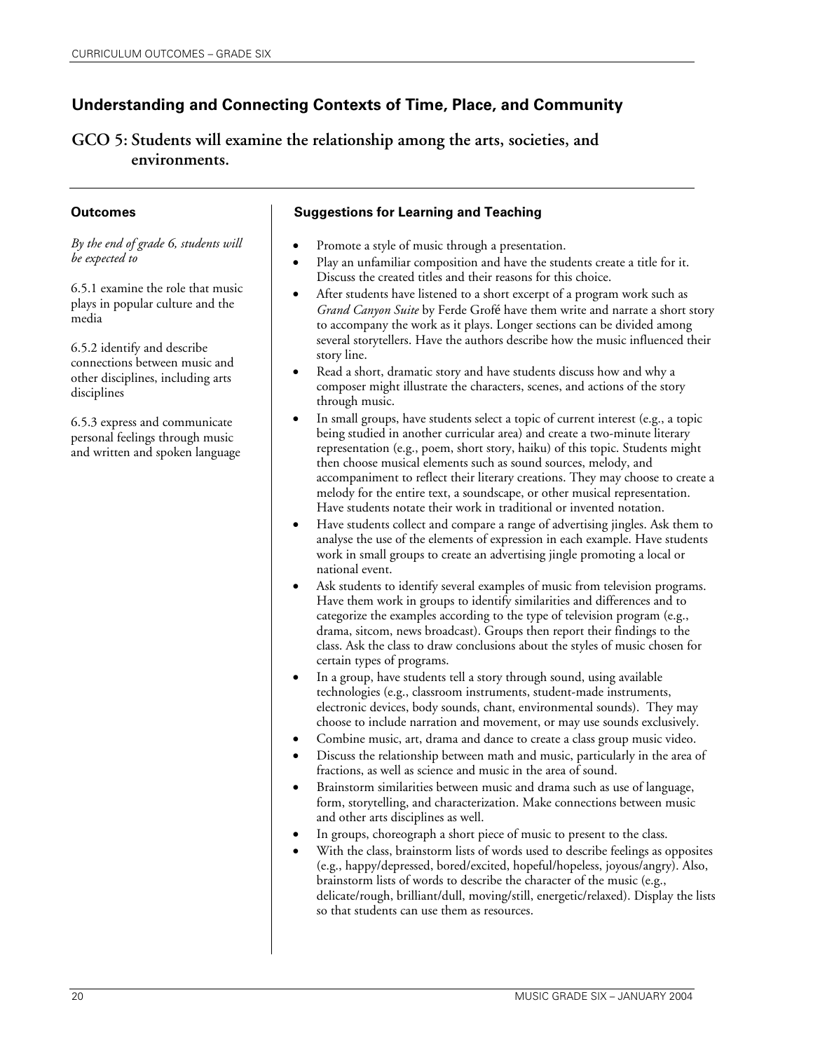## Understanding and Connecting Contexts of Time, Place, and Community

### GCO 5: Students will examine the relationship among the arts, societies, and environments.

**Outcomes**

*By the end of grade 6, students will be expected to*

6.5.1 examine the role that music plays in popular culture and the media

6.5.2 identify and describe connections between music and other disciplines, including arts disciplines

6.5.3 express and communicate personal feelings through music and written and spoken language

**Suggestions for Learning and Teaching**

- Promote a style of music through a presentation.
- Play an unfamiliar composition and have the students create a title for it. Discuss the created titles and their reasons for this choice.
- After students have listened to a short excerpt of a program work such as *Grand Canyon Suite* by Ferde Grofé have them write and narrate a short story to accompany the work as it plays. Longer sections can be divided among several storytellers. Have the authors describe how the music influenced their story line.
- Read a short, dramatic story and have students discuss how and why a composer might illustrate the characters, scenes, and actions of the story through music.
- In small groups, have students select a topic of current interest (e.g., a topic being studied in another curricular area) and create a two-minute literary representation (e.g., poem, short story, haiku) of this topic. Students might then choose musical elements such as sound sources, melody, and accompaniment to reflect their literary creations. They may choose to create a melody for the entire text, a soundscape, or other musical representation. Have students notate their work in traditional or invented notation.
- Have students collect and compare a range of advertising jingles. Ask them to analyse the use of the elements of expression in each example. Have students work in small groups to create an advertising jingle promoting a local or national event.
- Ask students to identify several examples of music from television programs. Have them work in groups to identify similarities and differences and to categorize the examples according to the type of television program (e.g., drama, sitcom, news broadcast). Groups then report their findings to the class. Ask the class to draw conclusions about the styles of music chosen for certain types of programs.
- In a group, have students tell a story through sound, using available technologies (e.g., classroom instruments, student-made instruments, electronic devices, body sounds, chant, environmental sounds). They may choose to include narration and movement, or may use sounds exclusively.
- Combine music, art, drama and dance to create a class group music video.
- Discuss the relationship between math and music, particularly in the area of fractions, as well as science and music in the area of sound.
- Brainstorm similarities between music and drama such as use of language, form, storytelling, and characterization. Make connections between music and other arts disciplines as well.
- In groups, choreograph a short piece of music to present to the class.
- With the class, brainstorm lists of words used to describe feelings as opposites (e.g., happy/depressed, bored/excited, hopeful/hopeless, joyous/angry). Also, brainstorm lists of words to describe the character of the music (e.g., delicate/rough, brilliant/dull, moving/still, energetic/relaxed). Display the lists so that students can use them as resources.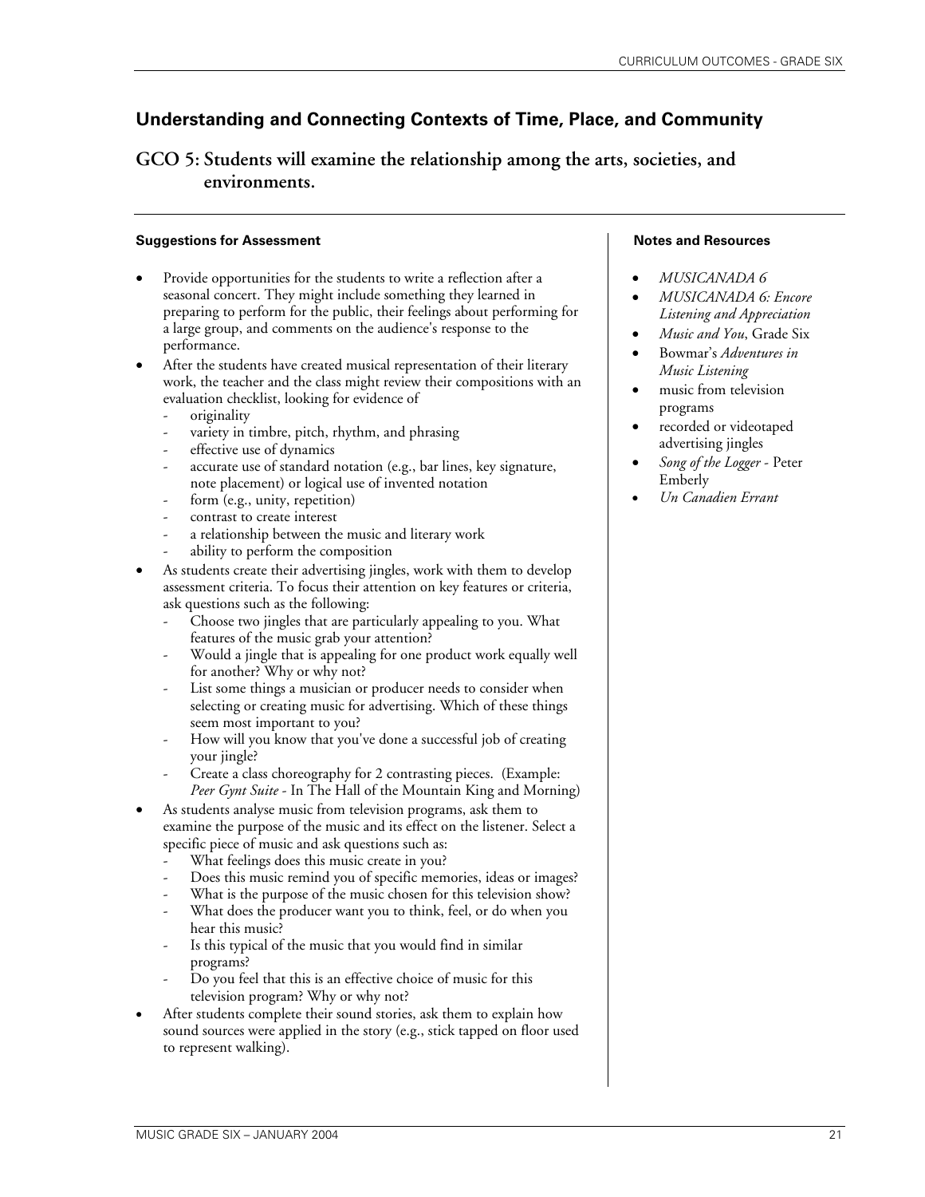## Understanding and Connecting Contexts of Time, Place, and Community

### GCO 5: Students will examine the relationship among the arts, societies, and environments.

**Suggestions for Assessment**

- Provide opportunities for the students to write a reflection after a seasonal concert. They might include something they learned in preparing to perform for the public, their feelings about performing for a large group, and comments on the audience's response to the performance.
- After the students have created musical representation of their literary work, the teacher and the class might review their compositions with an evaluation checklist, looking for evidence of
  - originality
  - variety in timbre, pitch, rhythm, and phrasing
  - effective use of dynamics
  - accurate use of standard notation (e.g., bar lines, key signature, note placement) or logical use of invented notation
  - form (e.g., unity, repetition)
  - contrast to create interest
  - a relationship between the music and literary work
  - ability to perform the composition
- As students create their advertising jingles, work with them to develop assessment criteria. To focus their attention on key features or criteria, ask questions such as the following:
  - Choose two jingles that are particularly appealing to you. What features of the music grab your attention?
  - Would a jingle that is appealing for one product work equally well for another? Why or why not?
  - List some things a musician or producer needs to consider when selecting or creating music for advertising. Which of these things seem most important to you?
  - How will you know that you've done a successful job of creating your jingle?
  - Create a class choreography for 2 contrasting pieces. (Example: *Peer Gynt Suite* - In The Hall of the Mountain King and Morning)
- As students analyse music from television programs, ask them to examine the purpose of the music and its effect on the listener. Select a specific piece of music and ask questions such as:
  - What feelings does this music create in you?
  - Does this music remind you of specific memories, ideas or images?
  - What is the purpose of the music chosen for this television show?
  - What does the producer want you to think, feel, or do when you hear this music?
  - Is this typical of the music that you would find in similar programs?
  - Do you feel that this is an effective choice of music for this television program? Why or why not?
- After students complete their sound stories, ask them to explain how sound sources were applied in the story (e.g., stick tapped on floor used to represent walking).

**Notes and Resources**

- *MUSICANADA 6*
- *MUSICANADA 6: Encore Listening and Appreciation*
- *Music and You*, Grade Six
- Bowmar's *Adventures in Music Listening*
- music from television programs
- recorded or videotaped advertising jingles
- *Song of the Logger* - Peter Emberly
- *Un Canadien Errant*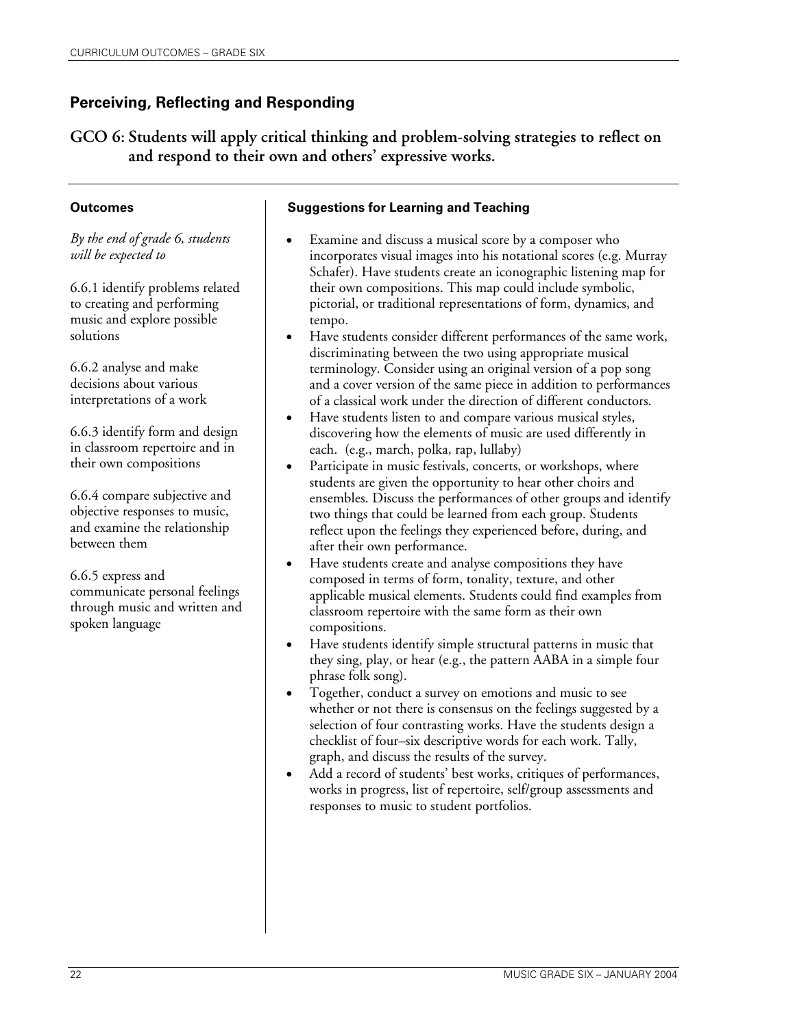## Perceiving, Reflecting and Responding

### GCO 6: Students will apply critical thinking and problem-solving strategies to reflect on and respond to their own and others' expressive works.

#### Outcomes

*By the end of grade 6, students will be expected to*

6.6.1 identify problems related to creating and performing music and explore possible solutions

6.6.2 analyse and make decisions about various interpretations of a work

6.6.3 identify form and design in classroom repertoire and in their own compositions

6.6.4 compare subjective and objective responses to music, and examine the relationship between them

6.6.5 express and communicate personal feelings through music and written and spoken language

#### Suggestions for Learning and Teaching

- Examine and discuss a musical score by a composer who incorporates visual images into his notational scores (e.g. Murray Schafer). Have students create an iconographic listening map for their own compositions. This map could include symbolic, pictorial, or traditional representations of form, dynamics, and tempo.
- Have students consider different performances of the same work, discriminating between the two using appropriate musical terminology. Consider using an original version of a pop song and a cover version of the same piece in addition to performances of a classical work under the direction of different conductors.
- Have students listen to and compare various musical styles, discovering how the elements of music are used differently in each. (e.g., march, polka, rap, lullaby)
- Participate in music festivals, concerts, or workshops, where students are given the opportunity to hear other choirs and ensembles. Discuss the performances of other groups and identify two things that could be learned from each group. Students reflect upon the feelings they experienced before, during, and after their own performance.
- Have students create and analyse compositions they have composed in terms of form, tonality, texture, and other applicable musical elements. Students could find examples from classroom repertoire with the same form as their own compositions.
- Have students identify simple structural patterns in music that they sing, play, or hear (e.g., the pattern AABA in a simple four phrase folk song).
- Together, conduct a survey on emotions and music to see whether or not there is consensus on the feelings suggested by a selection of four contrasting works. Have the students design a checklist of four–six descriptive words for each work. Tally, graph, and discuss the results of the survey.
- Add a record of students' best works, critiques of performances, works in progress, list of repertoire, self/group assessments and responses to music to student portfolios.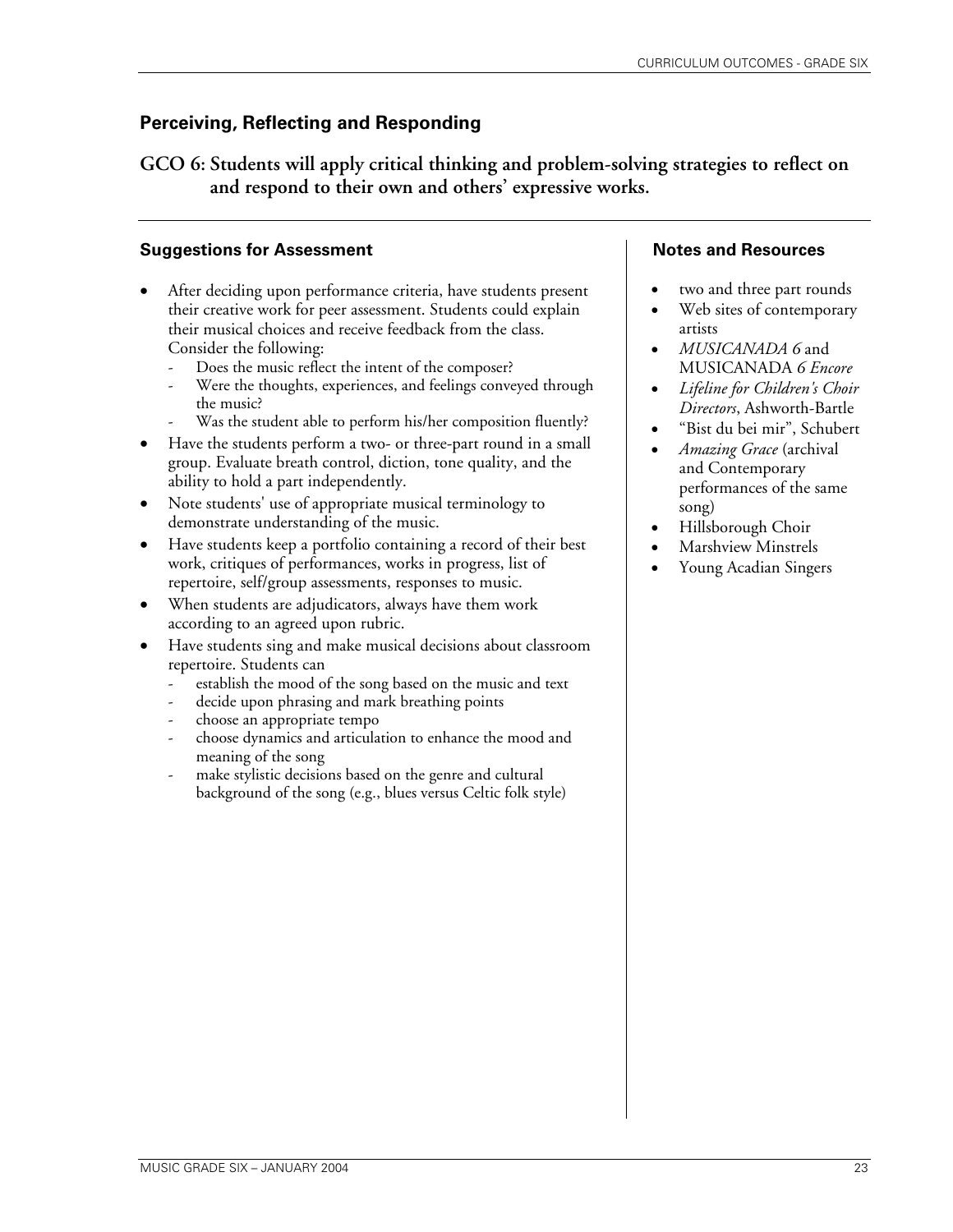## Perceiving, Reflecting and Responding

### GCO 6: Students will apply critical thinking and problem-solving strategies to reflect on and respond to their own and others' expressive works.

#### Suggestions for Assessment

- After deciding upon performance criteria, have students present their creative work for peer assessment. Students could explain their musical choices and receive feedback from the class. Consider the following:
  - Does the music reflect the intent of the composer?
  - Were the thoughts, experiences, and feelings conveyed through the music?
  - Was the student able to perform his/her composition fluently?
- Have the students perform a two- or three-part round in a small group. Evaluate breath control, diction, tone quality, and the ability to hold a part independently.
- Note students' use of appropriate musical terminology to demonstrate understanding of the music.
- Have students keep a portfolio containing a record of their best work, critiques of performances, works in progress, list of repertoire, self/group assessments, responses to music.
- When students are adjudicators, always have them work according to an agreed upon rubric.
- Have students sing and make musical decisions about classroom repertoire. Students can
  - establish the mood of the song based on the music and text
  - decide upon phrasing and mark breathing points
  - choose an appropriate tempo
  - choose dynamics and articulation to enhance the mood and meaning of the song
  - make stylistic decisions based on the genre and cultural background of the song (e.g., blues versus Celtic folk style)

#### Notes and Resources

- two and three part rounds
- Web sites of contemporary artists
- *MUSICANADA 6* and MUSICANADA *6 Encore*
- *Lifeline for Children's Choir Directors*, Ashworth-Bartle
- "Bist du bei mir", Schubert
- *Amazing Grace* (archival and Contemporary performances of the same song)
- Hillsborough Choir
- Marshview Minstrels
- Young Acadian Singers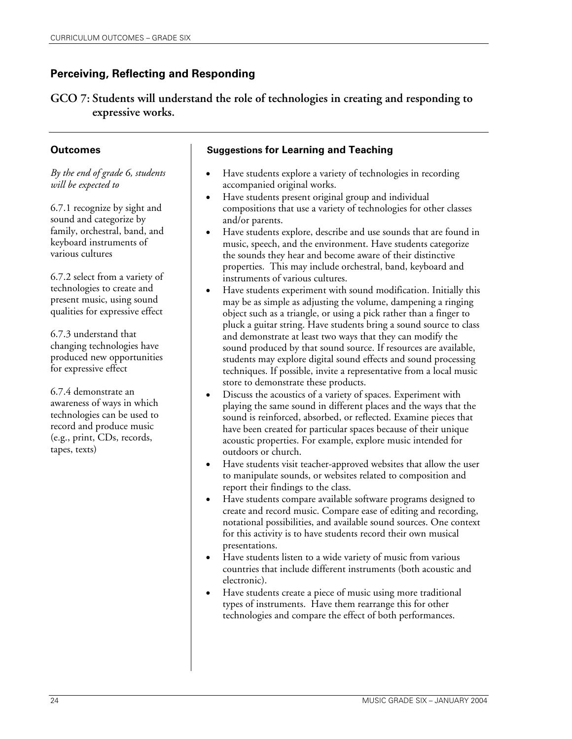## Perceiving, Reflecting and Responding

### GCO 7: Students will understand the role of technologies in creating and responding to expressive works.

#### Outcomes

*By the end of grade 6, students will be expected to*

6.7.1 recognize by sight and sound and categorize by family, orchestral, band, and keyboard instruments of various cultures

6.7.2 select from a variety of technologies to create and present music, using sound qualities for expressive effect

6.7.3 understand that changing technologies have produced new opportunities for expressive effect

6.7.4 demonstrate an awareness of ways in which technologies can be used to record and produce music (e.g., print, CDs, records, tapes, texts)

#### Suggestions for Learning and Teaching

- Have students explore a variety of technologies in recording accompanied original works.
- Have students present original group and individual compositions that use a variety of technologies for other classes and/or parents.
- Have students explore, describe and use sounds that are found in music, speech, and the environment. Have students categorize the sounds they hear and become aware of their distinctive properties. This may include orchestral, band, keyboard and instruments of various cultures.
- Have students experiment with sound modification. Initially this may be as simple as adjusting the volume, dampening a ringing object such as a triangle, or using a pick rather than a finger to pluck a guitar string. Have students bring a sound source to class and demonstrate at least two ways that they can modify the sound produced by that sound source. If resources are available, students may explore digital sound effects and sound processing techniques. If possible, invite a representative from a local music store to demonstrate these products.
- Discuss the acoustics of a variety of spaces. Experiment with playing the same sound in different places and the ways that the sound is reinforced, absorbed, or reflected. Examine pieces that have been created for particular spaces because of their unique acoustic properties. For example, explore music intended for outdoors or church.
- Have students visit teacher-approved websites that allow the user to manipulate sounds, or websites related to composition and report their findings to the class.
- Have students compare available software programs designed to create and record music. Compare ease of editing and recording, notational possibilities, and available sound sources. One context for this activity is to have students record their own musical presentations.
- Have students listen to a wide variety of music from various countries that include different instruments (both acoustic and electronic).
- Have students create a piece of music using more traditional types of instruments. Have them rearrange this for other technologies and compare the effect of both performances.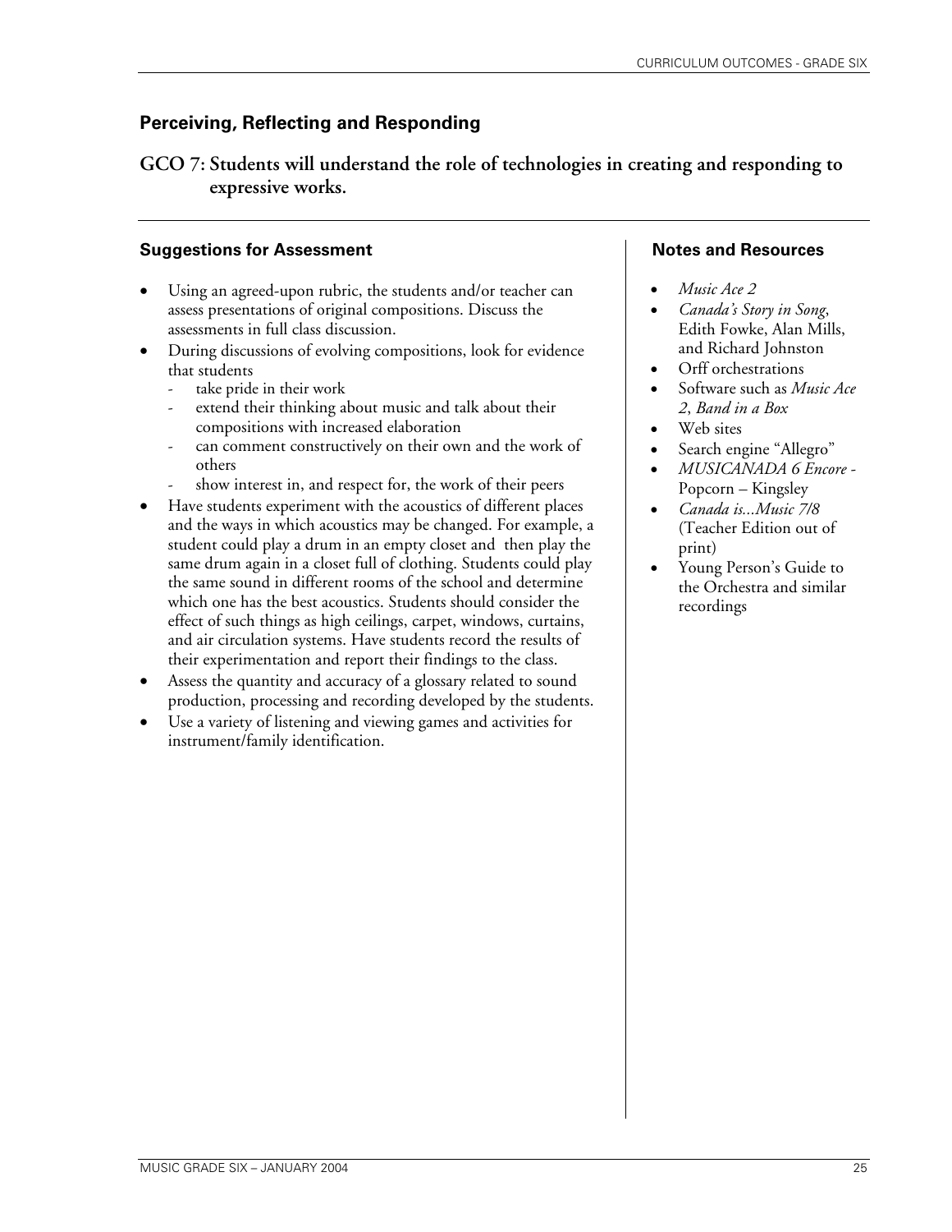## Perceiving, Reflecting and Responding

### GCO 7: Students will understand the role of technologies in creating and responding to expressive works.

### Suggestions for Assessment

- Using an agreed-upon rubric, the students and/or teacher can assess presentations of original compositions. Discuss the assessments in full class discussion.
- During discussions of evolving compositions, look for evidence that students
  - take pride in their work
  - extend their thinking about music and talk about their compositions with increased elaboration
  - can comment constructively on their own and the work of others
  - show interest in, and respect for, the work of their peers
- Have students experiment with the acoustics of different places and the ways in which acoustics may be changed. For example, a student could play a drum in an empty closet and then play the same drum again in a closet full of clothing. Students could play the same sound in different rooms of the school and determine which one has the best acoustics. Students should consider the effect of such things as high ceilings, carpet, windows, curtains, and air circulation systems. Have students record the results of their experimentation and report their findings to the class.
- Assess the quantity and accuracy of a glossary related to sound production, processing and recording developed by the students.
- Use a variety of listening and viewing games and activities for instrument/family identification.

### Notes and Resources

- *Music Ace 2*
- *Canada's Story in Song*, Edith Fowke, Alan Mills, and Richard Johnston
- Orff orchestrations
- Software such as *Music Ace 2*, *Band in a Box*
- Web sites
- Search engine "Allegro"
- *MUSICANADA 6 Encore* - Popcorn – Kingsley
- *Canada is...Music 7/8* (Teacher Edition out of print)
- Young Person's Guide to the Orchestra and similar recordings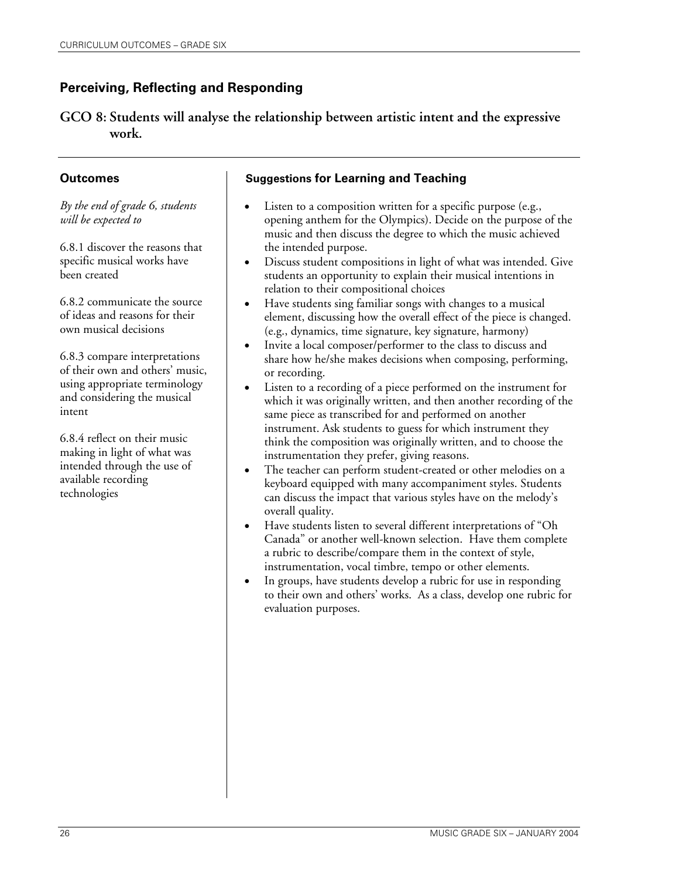## Perceiving, Reflecting and Responding

### GCO 8: Students will analyse the relationship between artistic intent and the expressive work.

#### Outcomes

*By the end of grade 6, students will be expected to*

6.8.1 discover the reasons that specific musical works have been created

6.8.2 communicate the source of ideas and reasons for their own musical decisions

6.8.3 compare interpretations of their own and others' music, using appropriate terminology and considering the musical intent

6.8.4 reflect on their music making in light of what was intended through the use of available recording technologies

#### Suggestions for Learning and Teaching

- Listen to a composition written for a specific purpose (e.g., opening anthem for the Olympics). Decide on the purpose of the music and then discuss the degree to which the music achieved the intended purpose.
- Discuss student compositions in light of what was intended. Give students an opportunity to explain their musical intentions in relation to their compositional choices
- Have students sing familiar songs with changes to a musical element, discussing how the overall effect of the piece is changed. (e.g., dynamics, time signature, key signature, harmony)
- Invite a local composer/performer to the class to discuss and share how he/she makes decisions when composing, performing, or recording.
- Listen to a recording of a piece performed on the instrument for which it was originally written, and then another recording of the same piece as transcribed for and performed on another instrument. Ask students to guess for which instrument they think the composition was originally written, and to choose the instrumentation they prefer, giving reasons.
- The teacher can perform student-created or other melodies on a keyboard equipped with many accompaniment styles. Students can discuss the impact that various styles have on the melody's overall quality.
- Have students listen to several different interpretations of "Oh Canada" or another well-known selection. Have them complete a rubric to describe/compare them in the context of style, instrumentation, vocal timbre, tempo or other elements.
- In groups, have students develop a rubric for use in responding to their own and others' works. As a class, develop one rubric for evaluation purposes.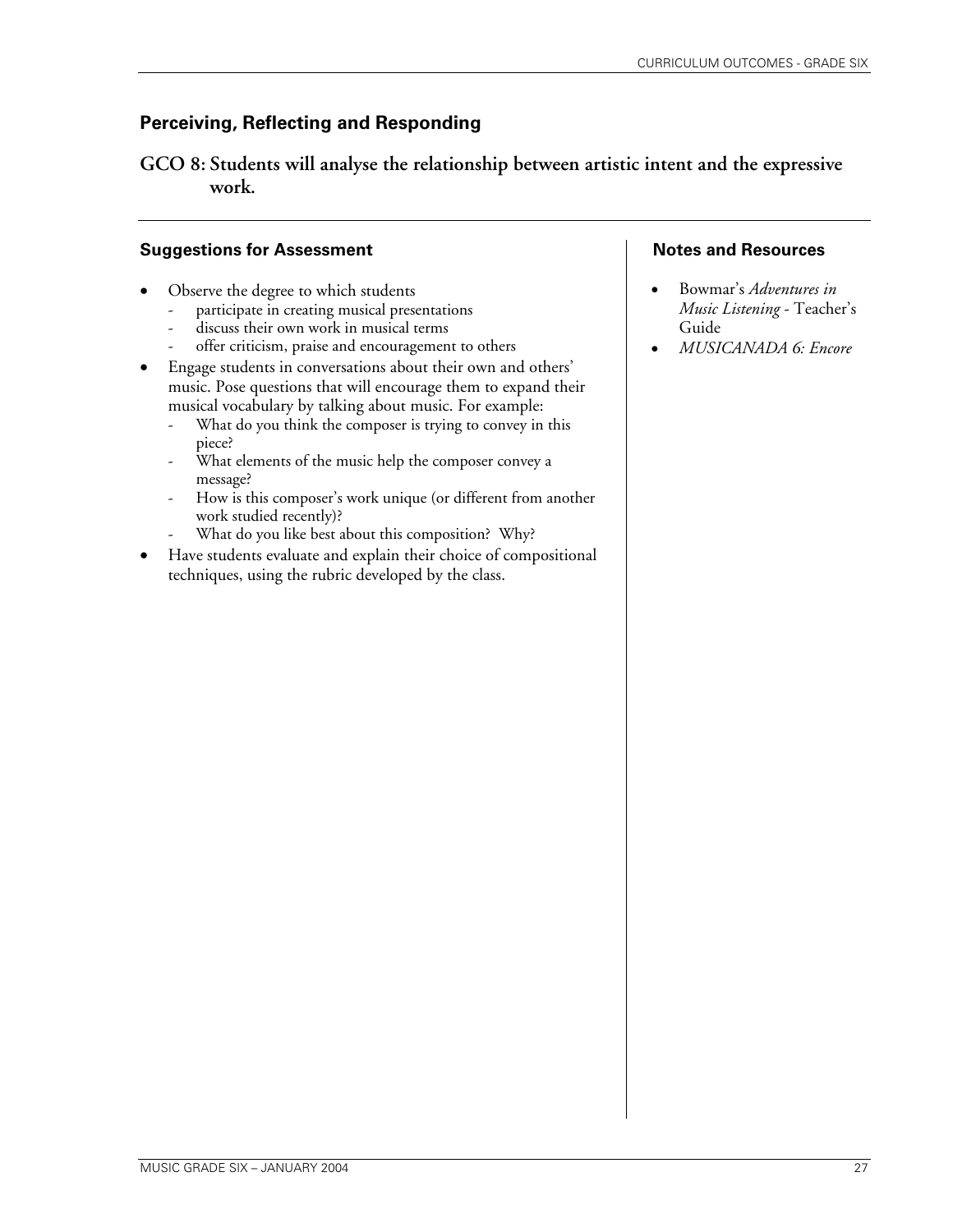## Perceiving, Reflecting and Responding

### GCO 8: Students will analyse the relationship between artistic intent and the expressive work.

#### Suggestions for Assessment

- Observe the degree to which students
  - participate in creating musical presentations
  - discuss their own work in musical terms
  - offer criticism, praise and encouragement to others
- Engage students in conversations about their own and others' music. Pose questions that will encourage them to expand their musical vocabulary by talking about music. For example:
  - What do you think the composer is trying to convey in this piece?
  - What elements of the music help the composer convey a message?
  - How is this composer's work unique (or different from another work studied recently)?
  - What do you like best about this composition? Why?
- Have students evaluate and explain their choice of compositional techniques, using the rubric developed by the class.

#### Notes and Resources

- Bowmar's *Adventures in Music Listening* - Teacher's Guide
- *MUSICANADA 6: Encore*